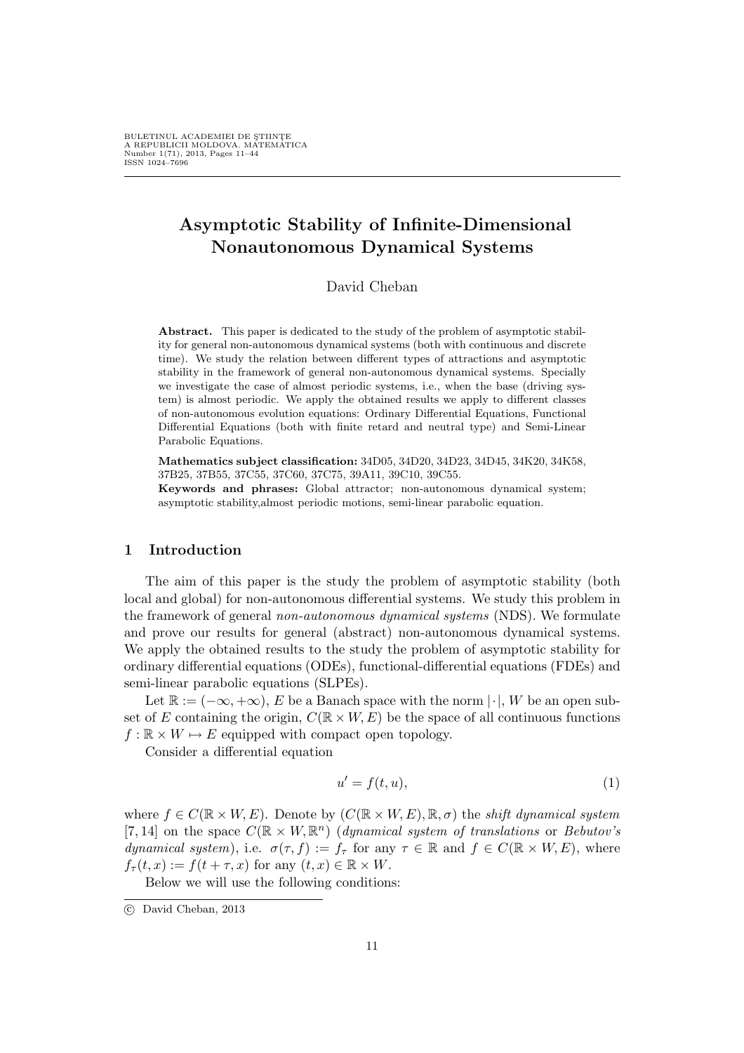# Asymptotic Stability of Infinite-Dimensional Nonautonomous Dynamical Systems

David Cheban

**Abstract.** This paper is dedicated to the study of the problem of asymptotic stability for general non-autonomous dynamical systems (both with continuous and discrete time). We study the relation between different types of attractions and asymptotic stability in the framework of general non-autonomous dynamical systems. Specially we investigate the case of almost periodic systems, i.e., when the base (driving system) is almost periodic. We apply the obtained results we apply to different classes of non-autonomous evolution equations: Ordinary Differential Equations, Functional Differential Equations (both with finite retard and neutral type) and Semi-Linear Parabolic Equations.

**Mathematics subject classification:** 34D05, 34D20, 34D23, 34D45, 34K20, 34K58, 37B25, 37B55, 37C55, 37C60, 37C75, 39A11, 39C10, 39C55.

**Keywords and phrases:** Global attractor; non-autonomous dynamical system; asymptotic stability,almost periodic motions, semi-linear parabolic equation.

## 1 Introduction

The aim of this paper is the study the problem of asymptotic stability (both local and global) for non-autonomous differential systems. We study this problem in the framework of general *non-autonomous dynamical systems* (NDS). We formulate and prove our results for general (abstract) non-autonomous dynamical systems. We apply the obtained results to the study the problem of asymptotic stability for ordinary differential equations (ODEs), functional-differential equations (FDEs) and semi-linear parabolic equations (SLPEs).

Let $\mathbb{R} := (-\infty, +\infty)$, $E$ be a Banach space with the norm $|\cdot|$, $W$ be an open subset of $E$ containing the origin, $C(\mathbb{R} \times W, E)$ be the space of all continuous functions $f : \mathbb{R} \times W \mapsto E$ equipped with compact open topology.

Consider a differential equation

$$u' = f(t, u), \tag{1}$$

where $f \in C(\mathbb{R} \times W, E)$. Denote by $(C(\mathbb{R} \times W, E), \mathbb{R}, \sigma)$ the *shift dynamical system* [7, 14] on the space $C(\mathbb{R} \times W, \mathbb{R}^n)$ (*dynamical system of translations* or *Bebutov's dynamical system*), i.e. $\sigma(\tau, f) := f_\tau$ for any $\tau \in \mathbb{R}$ and $f \in C(\mathbb{R} \times W, E)$, where $f_\tau(t, x) := f(t + \tau, x)$ for any $(t, x) \in \mathbb{R} \times W$.

Below we will use the following conditions:

---

© David Cheban, 2013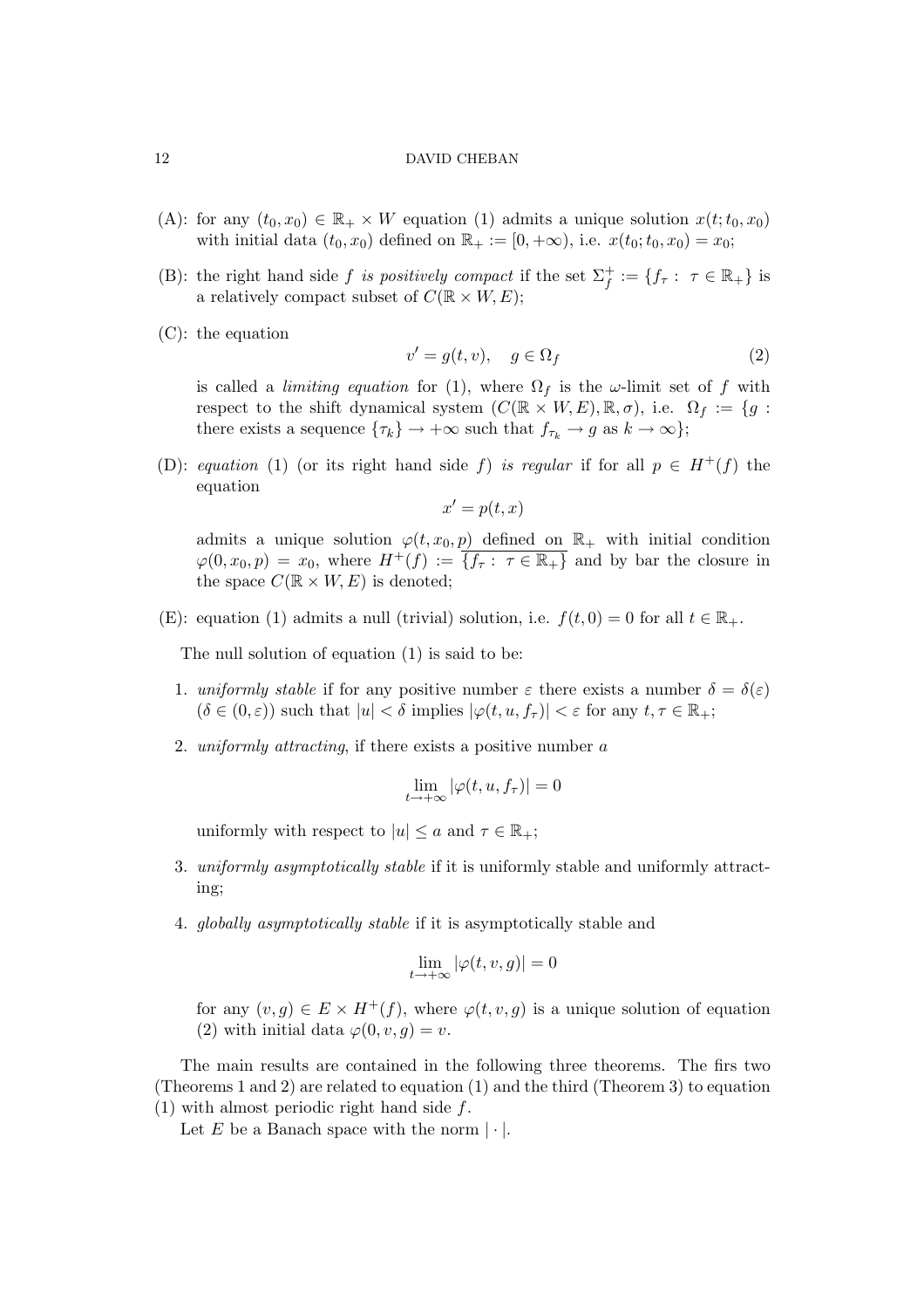(A): for any $(t_0, x_0) \in \mathbb{R}_+ \times W$ equation (1) admits a unique solution $x(t; t_0, x_0)$ with initial data $(t_0, x_0)$ defined on $\mathbb{R}_+ := [0, +\infty)$, i.e. $x(t_0; t_0, x_0) = x_0$;

(B): the right hand side $f$ *is positively compact* if the set $\Sigma_f^+ := \{f_\tau : \tau \in \mathbb{R}_+\}$ is a relatively compact subset of $C(\mathbb{R} \times W, E)$;

(C): the equation

$$v' = g(t, v), \quad g \in \Omega_f \tag{2}$$

is called a *limiting equation* for (1), where $\Omega_f$ is the $\omega$-limit set of $f$ with respect to the shift dynamical system $(C(\mathbb{R} \times W, E), \mathbb{R}, \sigma)$, i.e. $\Omega_f := \{g :$ there exists a sequence $\{\tau_k\} \to +\infty$ such that $f_{\tau_k} \to g$ as $k \to \infty\}$;

(D): *equation* (1) (or its right hand side $f$) *is regular* if for all $p \in H^+(f)$ the equation

$$x' = p(t, x)$$

admits a unique solution $\varphi(t, x_0, p)$ defined on $\mathbb{R}_+$ with initial condition $\varphi(0, x_0, p) = x_0$, where $H^+(f) := \overline{\{f_\tau : \tau \in \mathbb{R}_+\}}$ and by bar the closure in the space $C(\mathbb{R} \times W, E)$ is denoted;

(E): equation (1) admits a null (trivial) solution, i.e. $f(t, 0) = 0$ for all $t \in \mathbb{R}_+$.

The null solution of equation (1) is said to be:

1. *uniformly stable* if for any positive number $\varepsilon$ there exists a number $\delta = \delta(\varepsilon)$ ($\delta \in (0, \varepsilon)$) such that $|u| < \delta$ implies $|\varphi(t, u, f_\tau)| < \varepsilon$ for any $t, \tau \in \mathbb{R}_+$;

2. *uniformly attracting*, if there exists a positive number $a$

$$\lim_{t \to +\infty} |\varphi(t, u, f_\tau)| = 0$$

uniformly with respect to $|u| \leq a$ and $\tau \in \mathbb{R}_+$;

3. *uniformly asymptotically stable* if it is uniformly stable and uniformly attracting;

4. *globally asymptotically stable* if it is asymptotically stable and

$$\lim_{t \to +\infty} |\varphi(t, v, g)| = 0$$

for any $(v, g) \in E \times H^+(f)$, where $\varphi(t, v, g)$ is a unique solution of equation (2) with initial data $\varphi(0, v, g) = v$.

The main results are contained in the following three theorems. The firs two (Theorems 1 and 2) are related to equation (1) and the third (Theorem 3) to equation (1) with almost periodic right hand side $f$.

Let $E$ be a Banach space with the norm $|\cdot|$.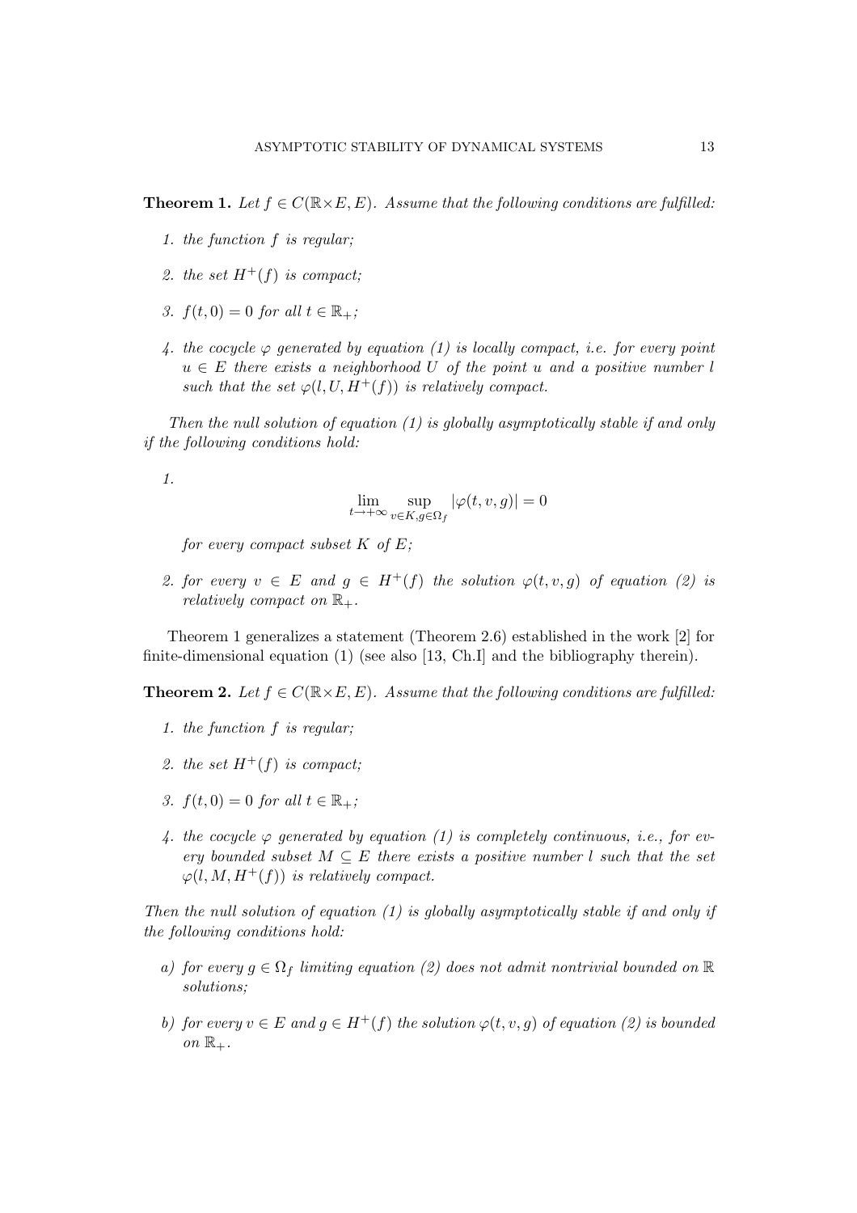**Theorem 1.** *Let $f \in C(\mathbb{R}\times E, E)$. Assume that the following conditions are fulfilled:*

1. *the function $f$ is regular;*
2. *the set $H^+(f)$ is compact;*
3. *$f(t,0) = 0$ for all $t \in \mathbb{R}_+$;*
4. *the cocycle $\varphi$ generated by equation (1) is locally compact, i.e. for every point $u \in E$ there exists a neighborhood $U$ of the point $u$ and a positive number $l$ such that the set $\varphi(l, U, H^+(f))$ is relatively compact.*

*Then the null solution of equation (1) is globally asymptotically stable if and only if the following conditions hold:*

1. $$\lim_{t\to+\infty} \sup_{v\in K, g\in\Omega_f} |\varphi(t,v,g)| = 0$$

   *for every compact subset $K$ of $E$;*

2. *for every $v \in E$ and $g \in H^+(f)$ the solution $\varphi(t,v,g)$ of equation (2) is relatively compact on $\mathbb{R}_+$.*

Theorem 1 generalizes a statement (Theorem 2.6) established in the work [2] for finite-dimensional equation (1) (see also [13, Ch.I] and the bibliography therein).

**Theorem 2.** *Let $f \in C(\mathbb{R}\times E, E)$. Assume that the following conditions are fulfilled:*

1. *the function $f$ is regular;*
2. *the set $H^+(f)$ is compact;*
3. *$f(t,0) = 0$ for all $t \in \mathbb{R}_+$;*
4. *the cocycle $\varphi$ generated by equation (1) is completely continuous, i.e., for every bounded subset $M \subseteq E$ there exists a positive number $l$ such that the set $\varphi(l, M, H^+(f))$ is relatively compact.*

*Then the null solution of equation (1) is globally asymptotically stable if and only if the following conditions hold:*

a) *for every $g \in \Omega_f$ limiting equation (2) does not admit nontrivial bounded on $\mathbb{R}$ solutions;*

b) *for every $v \in E$ and $g \in H^+(f)$ the solution $\varphi(t,v,g)$ of equation (2) is bounded on $\mathbb{R}_+$.*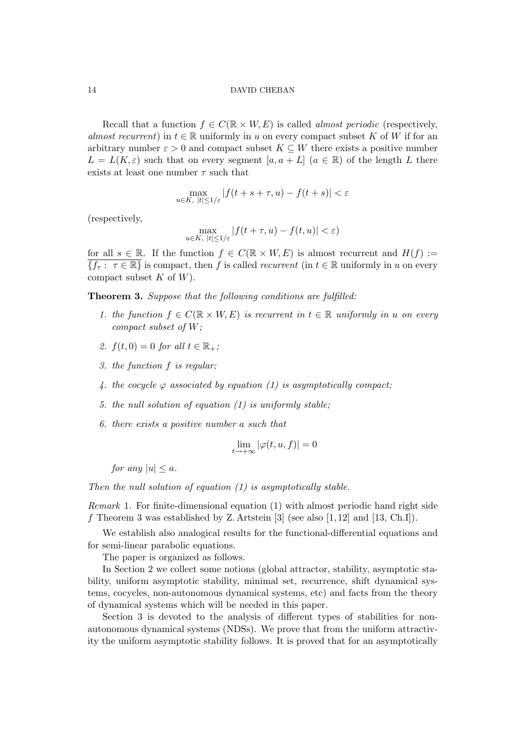Recall that a function $f \in C(\mathbb{R} \times W, E)$ is called *almost periodic* (respectively, *almost recurrent*) in $t \in \mathbb{R}$ uniformly in $u$ on every compact subset $K$ of $W$ if for an arbitrary number $\varepsilon > 0$ and compact subset $K \subseteq W$ there exists a positive number $L = L(K, \varepsilon)$ such that on every segment $[a, a+L]$ $(a \in \mathbb{R})$ of the length $L$ there exists at least one number $\tau$ such that

$$\max_{u \in K,\ |t| \le 1/\varepsilon} |f(t+s+\tau, u) - f(t+s)| < \varepsilon$$

(respectively,

$$\max_{u \in K,\ |t| \le 1/\varepsilon} |f(t+\tau, u) - f(t, u)| < \varepsilon)$$

for all $s \in \mathbb{R}$. If the function $f \in C(\mathbb{R} \times W, E)$ is almost recurrent and $H(f) := \overline{\{f_\tau :\ \tau \in \mathbb{R}\}}$ is compact, then $f$ is called *recurrent* (in $t \in \mathbb{R}$ uniformly in $u$ on every compact subset $K$ of $W$).

**Theorem 3.** *Suppose that the following conditions are fulfilled:*

1. *the function $f \in C(\mathbb{R} \times W, E)$ is recurrent in $t \in \mathbb{R}$ uniformly in $u$ on every compact subset of $W$;*
2. *$f(t, 0) = 0$ for all $t \in \mathbb{R}_+$;*
3. *the function $f$ is regular;*
4. *the cocycle $\varphi$ associated by equation (1) is asymptotically compact;*
5. *the null solution of equation (1) is uniformly stable;*
6. *there exists a positive number $a$ such that*

$$\lim_{t \to +\infty} |\varphi(t, u, f)| = 0$$

*for any $|u| \le a$.*

*Then the null solution of equation (1) is asymptotically stable.*

*Remark* 1. For finite-dimensional equation (1) with almost periodic hand right side $f$ Theorem 3 was established by Z. Artstein [3] (see also [1, 12] and [13, Ch.I]).

We establish also analogical results for the functional-differential equations and for semi-linear parabolic equations.

The paper is organized as follows.

In Section 2 we collect some notions (global attractor, stability, asymptotic stability, uniform asymptotic stability, minimal set, recurrence, shift dynamical systems, cocycles, non-autonomous dynamical systems, etc) and facts from the theory of dynamical systems which will be needed in this paper.

Section 3 is devoted to the analysis of different types of stabilities for non-autonomous dynamical systems (NDSs). We prove that from the uniform attractivity the uniform asymptotic stability follows. It is proved that for an asymptotically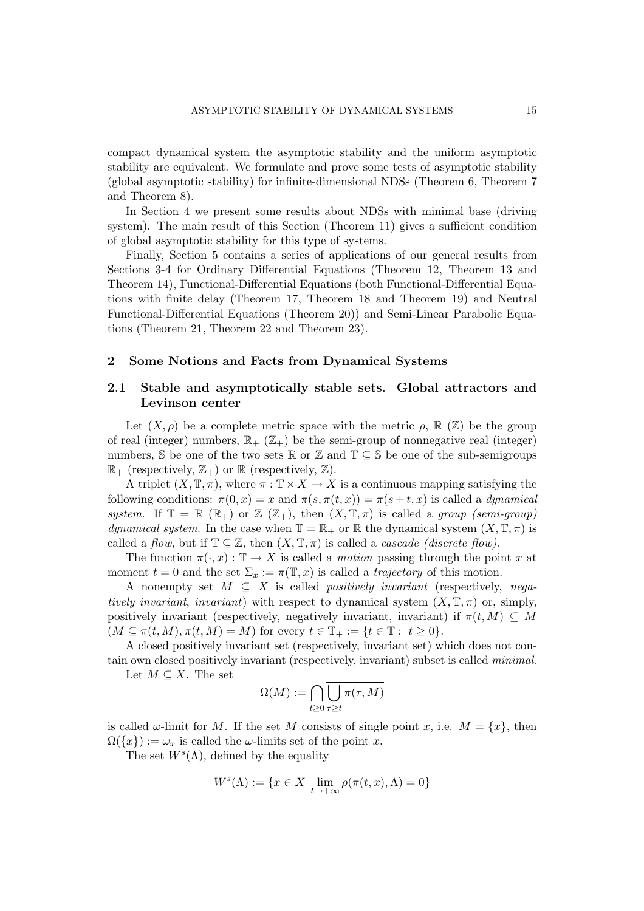compact dynamical system the asymptotic stability and the uniform asymptotic stability are equivalent. We formulate and prove some tests of asymptotic stability (global asymptotic stability) for infinite-dimensional NDSs (Theorem 6, Theorem 7 and Theorem 8).

In Section 4 we present some results about NDSs with minimal base (driving system). The main result of this Section (Theorem 11) gives a sufficient condition of global asymptotic stability for this type of systems.

Finally, Section 5 contains a series of applications of our general results from Sections 3-4 for Ordinary Differential Equations (Theorem 12, Theorem 13 and Theorem 14), Functional-Differential Equations (both Functional-Differential Equations with finite delay (Theorem 17, Theorem 18 and Theorem 19) and Neutral Functional-Differential Equations (Theorem 20)) and Semi-Linear Parabolic Equations (Theorem 21, Theorem 22 and Theorem 23).

## 2 Some Notions and Facts from Dynamical Systems

### 2.1 Stable and asymptotically stable sets. Global attractors and Levinson center

Let $(X,\rho)$ be a complete metric space with the metric $\rho$, $\mathbb{R}$ ($\mathbb{Z}$) be the group of real (integer) numbers, $\mathbb{R}_+$ ($\mathbb{Z}_+$) be the semi-group of nonnegative real (integer) numbers, $\mathbb{S}$ be one of the two sets $\mathbb{R}$ or $\mathbb{Z}$ and $\mathbb{T}\subseteq\mathbb{S}$ be one of the sub-semigroups $\mathbb{R}_+$ (respectively, $\mathbb{Z}_+$) or $\mathbb{R}$ (respectively, $\mathbb{Z}$).

A triplet $(X,\mathbb{T},\pi)$, where $\pi:\mathbb{T}\times X\to X$ is a continuous mapping satisfying the following conditions: $\pi(0,x)=x$ and $\pi(s,\pi(t,x))=\pi(s+t,x)$ is called a *dynamical system*. If $\mathbb{T}=\mathbb{R}$ ($\mathbb{R}_+$) or $\mathbb{Z}$ ($\mathbb{Z}_+$), then $(X,\mathbb{T},\pi)$ is called a *group (semi-group) dynamical system*. In the case when $\mathbb{T}=\mathbb{R}_+$ or $\mathbb{R}$ the dynamical system $(X,\mathbb{T},\pi)$ is called a *flow*, but if $\mathbb{T}\subseteq\mathbb{Z}$, then $(X,\mathbb{T},\pi)$ is called a *cascade (discrete flow)*.

The function $\pi(\cdot,x):\mathbb{T}\to X$ is called a *motion* passing through the point $x$ at moment $t=0$ and the set $\Sigma_x:=\pi(\mathbb{T},x)$ is called a *trajectory* of this motion.

A nonempty set $M\subseteq X$ is called *positively invariant* (respectively, *negatively invariant*, *invariant*) with respect to dynamical system $(X,\mathbb{T},\pi)$ or, simply, positively invariant (respectively, negatively invariant, invariant) if $\pi(t,M)\subseteq M$ ($M\subseteq\pi(t,M), \pi(t,M)=M$) for every $t\in\mathbb{T}_+:=\{t\in\mathbb{T}:\ t\ge 0\}$.

A closed positively invariant set (respectively, invariant set) which does not contain own closed positively invariant (respectively, invariant) subset is called *minimal*.

Let $M\subseteq X$. The set

$$\Omega(M):=\bigcap_{t\ge 0}\overline{\bigcup_{\tau\ge t}\pi(\tau,M)}$$

is called $\omega$-limit for $M$. If the set $M$ consists of single point $x$, i.e. $M=\{x\}$, then $\Omega(\{x\}):=\omega_x$ is called the $\omega$-limits set of the point $x$.

The set $W^s(\Lambda)$, defined by the equality

$$W^s(\Lambda):=\{x\in X|\lim_{t\to+\infty}\rho(\pi(t,x),\Lambda)=0\}$$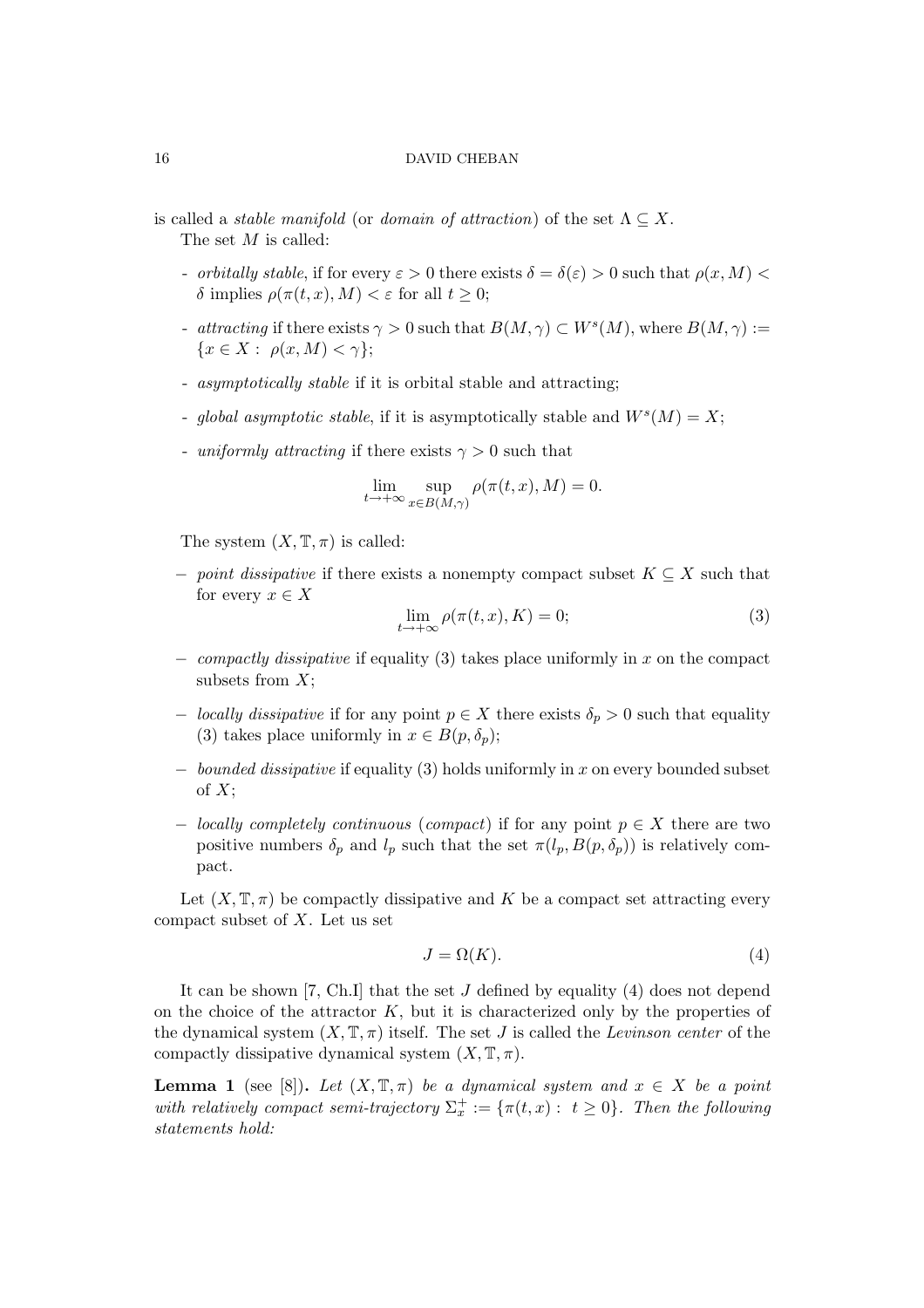is called a *stable manifold* (or *domain of attraction*) of the set $\Lambda \subseteq X$.

The set $M$ is called:

- *orbitally stable*, if for every $\varepsilon > 0$ there exists $\delta = \delta(\varepsilon) > 0$ such that $\rho(x, M) < \delta$ implies $\rho(\pi(t,x), M) < \varepsilon$ for all $t \geq 0$;
- *attracting* if there exists $\gamma > 0$ such that $B(M, \gamma) \subset W^s(M)$, where $B(M,\gamma) := \{x \in X : \ \rho(x, M) < \gamma\}$;
- *asymptotically stable* if it is orbital stable and attracting;
- *global asymptotic stable*, if it is asymptotically stable and $W^s(M) = X$;
- *uniformly attracting* if there exists $\gamma > 0$ such that

$$\lim_{t \to +\infty} \sup_{x \in B(M,\gamma)} \rho(\pi(t,x), M) = 0.$$

The system $(X, \mathbb{T}, \pi)$ is called:

– *point dissipative* if there exists a nonempty compact subset $K \subseteq X$ such that for every $x \in X$

$$\lim_{t \to +\infty} \rho(\pi(t,x), K) = 0; \tag{3}$$

– *compactly dissipative* if equality (3) takes place uniformly in $x$ on the compact subsets from $X$;

– *locally dissipative* if for any point $p \in X$ there exists $\delta_p > 0$ such that equality (3) takes place uniformly in $x \in B(p, \delta_p)$;

– *bounded dissipative* if equality (3) holds uniformly in $x$ on every bounded subset of $X$;

– *locally completely continuous* (*compact*) if for any point $p \in X$ there are two positive numbers $\delta_p$ and $l_p$ such that the set $\pi(l_p, B(p, \delta_p))$ is relatively compact.

Let $(X, \mathbb{T}, \pi)$ be compactly dissipative and $K$ be a compact set attracting every compact subset of $X$. Let us set

$$J = \Omega(K). \tag{4}$$

It can be shown [7, Ch.I] that the set $J$ defined by equality (4) does not depend on the choice of the attractor $K$, but it is characterized only by the properties of the dynamical system $(X, \mathbb{T}, \pi)$ itself. The set $J$ is called the *Levinson center* of the compactly dissipative dynamical system $(X, \mathbb{T}, \pi)$.

**Lemma 1** (see [8])**.** *Let $(X, \mathbb{T}, \pi)$ be a dynamical system and $x \in X$ be a point with relatively compact semi-trajectory $\Sigma_x^+ := \{\pi(t,x) : \ t \geq 0\}$. Then the following statements hold:*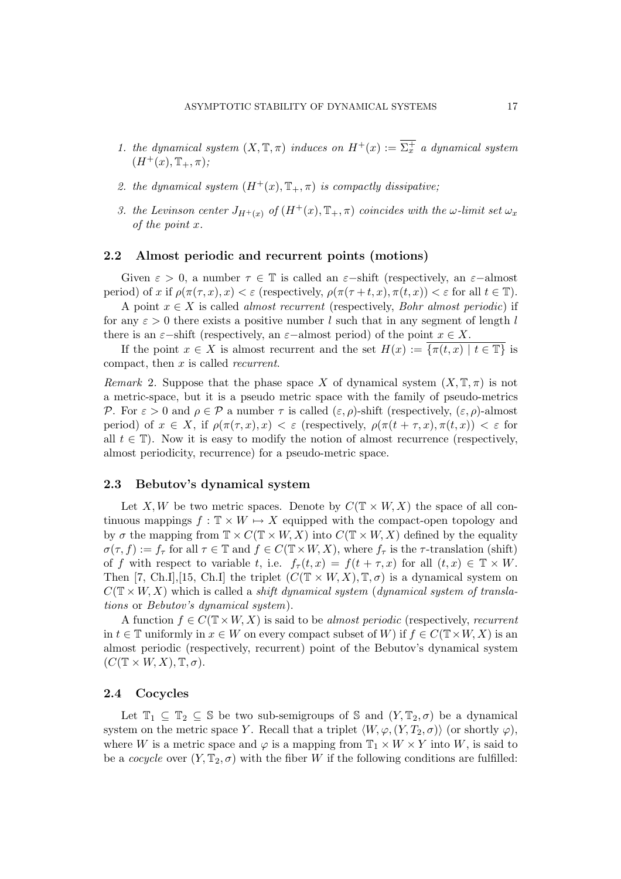1. *the dynamical system $(X, \mathbb{T}, \pi)$ induces on $H^+(x) := \overline{\Sigma_x^+}$ a dynamical system $(H^+(x), \mathbb{T}_+, \pi)$;*

2. *the dynamical system $(H^+(x), \mathbb{T}_+, \pi)$ is compactly dissipative;*

3. *the Levinson center $J_{H^+(x)}$ of $(H^+(x), \mathbb{T}_+, \pi)$ coincides with the $\omega$-limit set $\omega_x$ of the point $x$.*

### 2.2 Almost periodic and recurrent points (motions)

Given $\varepsilon > 0$, a number $\tau \in \mathbb{T}$ is called an $\varepsilon-$shift (respectively, an $\varepsilon-$almost period) of $x$ if $\rho(\pi(\tau, x), x) < \varepsilon$ (respectively, $\rho(\pi(\tau + t, x), \pi(t, x)) < \varepsilon$ for all $t \in \mathbb{T}$).

A point $x \in X$ is called *almost recurrent* (respectively, *Bohr almost periodic*) if for any $\varepsilon > 0$ there exists a positive number $l$ such that in any segment of length $l$ there is an $\varepsilon-$shift (respectively, an $\varepsilon-$almost period) of the point $x \in X$.

If the point $x \in X$ is almost recurrent and the set $H(x) := \overline{\{\pi(t, x) \mid t \in \mathbb{T}\}}$ is compact, then $x$ is called *recurrent*.

*Remark* 2. Suppose that the phase space $X$ of dynamical system $(X, \mathbb{T}, \pi)$ is not a metric-space, but it is a pseudo metric space with the family of pseudo-metrics $\mathcal{P}$. For $\varepsilon > 0$ and $\rho \in \mathcal{P}$ a number $\tau$ is called $(\varepsilon, \rho)$-shift (respectively, $(\varepsilon, \rho)$-almost period) of $x \in X$, if $\rho(\pi(\tau, x), x) < \varepsilon$ (respectively, $\rho(\pi(t + \tau, x), \pi(t, x)) < \varepsilon$ for all $t \in \mathbb{T}$). Now it is easy to modify the notion of almost recurrence (respectively, almost periodicity, recurrence) for a pseudo-metric space.

### 2.3 Bebutov's dynamical system

Let $X, W$ be two metric spaces. Denote by $C(\mathbb{T} \times W, X)$ the space of all continuous mappings $f : \mathbb{T} \times W \mapsto X$ equipped with the compact-open topology and by $\sigma$ the mapping from $\mathbb{T} \times C(\mathbb{T} \times W, X)$ into $C(\mathbb{T} \times W, X)$ defined by the equality $\sigma(\tau, f) := f_\tau$ for all $\tau \in \mathbb{T}$ and $f \in C(\mathbb{T} \times W, X)$, where $f_\tau$ is the $\tau$-translation (shift) of $f$ with respect to variable $t$, i.e. $f_\tau(t, x) = f(t + \tau, x)$ for all $(t, x) \in \mathbb{T} \times W$. Then [7, Ch.I],[15, Ch.I] the triplet $(C(\mathbb{T} \times W, X), \mathbb{T}, \sigma)$ is a dynamical system on $C(\mathbb{T} \times W, X)$ which is called a *shift dynamical system* (*dynamical system of translations* or *Bebutov's dynamical system*).

A function $f \in C(\mathbb{T} \times W, X)$ is said to be *almost periodic* (respectively, *recurrent* in $t \in \mathbb{T}$ uniformly in $x \in W$ on every compact subset of $W$) if $f \in C(\mathbb{T} \times W, X)$ is an almost periodic (respectively, recurrent) point of the Bebutov's dynamical system $(C(\mathbb{T} \times W, X), \mathbb{T}, \sigma)$.

### 2.4 Cocycles

Let $\mathbb{T}_1 \subseteq \mathbb{T}_2 \subseteq \mathbb{S}$ be two sub-semigroups of $\mathbb{S}$ and $(Y, \mathbb{T}_2, \sigma)$ be a dynamical system on the metric space $Y$. Recall that a triplet $\langle W, \varphi, (Y, T_2, \sigma)\rangle$ (or shortly $\varphi$), where $W$ is a metric space and $\varphi$ is a mapping from $\mathbb{T}_1 \times W \times Y$ into $W$, is said to be a *cocycle* over $(Y, \mathbb{T}_2, \sigma)$ with the fiber $W$ if the following conditions are fulfilled: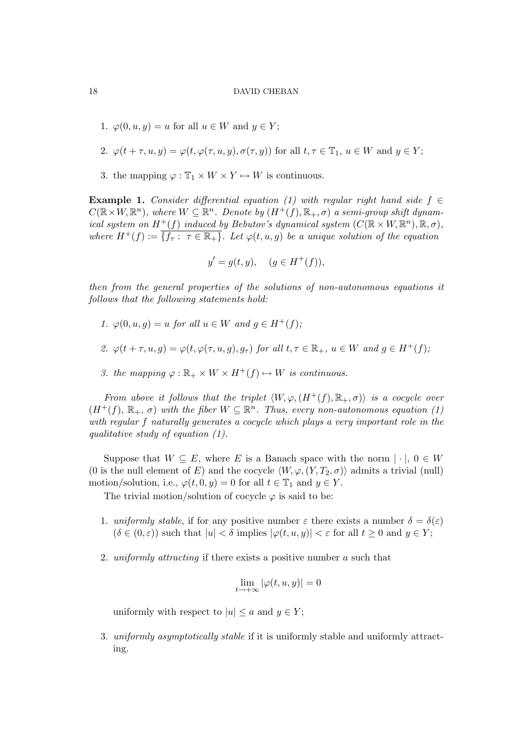1. $\varphi(0, u, y) = u$ for all $u \in W$ and $y \in Y$;
2. $\varphi(t + \tau, u, y) = \varphi(t, \varphi(\tau, u, y), \sigma(\tau, y))$ for all $t, \tau \in \mathbb{T}_1$, $u \in W$ and $y \in Y$;
3. the mapping $\varphi : \mathbb{T}_1 \times W \times Y \mapsto W$ is continuous.

**Example 1.** *Consider differential equation (1) with regular right hand side $f \in C(\mathbb{R} \times W, \mathbb{R}^n)$, where $W \subseteq \mathbb{R}^n$. Denote by $(H^+(f), \mathbb{R}_+, \sigma)$ a semi-group shift dynamical system on $H^+(f)$ induced by Bebutov's dynamical system $(C(\mathbb{R} \times W, \mathbb{R}^n), \mathbb{R}, \sigma)$, where $H^+(f) := \overline{\{f_\tau :\ \tau \in \mathbb{R}_+\}}$. Let $\varphi(t, u, g)$ be a unique solution of the equation*

$$y' = g(t, y), \quad (g \in H^+(f)),$$

*then from the general properties of the solutions of non-autonomous equations it follows that the following statements hold:*

1. *$\varphi(0, u, g) = u$ for all $u \in W$ and $g \in H^+(f)$;*
2. *$\varphi(t + \tau, u, g) = \varphi(t, \varphi(\tau, u, g), g_\tau)$ for all $t, \tau \in \mathbb{R}_+$, $u \in W$ and $g \in H^+(f)$;*
3. *the mapping $\varphi : \mathbb{R}_+ \times W \times H^+(f) \mapsto W$ is continuous.*

*From above it follows that the triplet $\langle W, \varphi, (H^+(f), \mathbb{R}_+, \sigma)\rangle$ is a cocycle over $(H^+(f),\ \mathbb{R}_+,\ \sigma)$ with the fiber $W \subseteq \mathbb{R}^n$. Thus, every non-autonomous equation (1) with regular $f$ naturally generates a cocycle which plays a very important role in the qualitative study of equation (1).*

Suppose that $W \subseteq E$, where $E$ is a Banach space with the norm $|\cdot|$, $0 \in W$ (0 is the null element of $E$) and the cocycle $\langle W, \varphi, (Y, T_2, \sigma)\rangle$ admits a trivial (null) motion/solution, i.e., $\varphi(t, 0, y) = 0$ for all $t \in \mathbb{T}_1$ and $y \in Y$.

The trivial motion/solution of cocycle $\varphi$ is said to be:

1. *uniformly stable*, if for any positive number $\varepsilon$ there exists a number $\delta = \delta(\varepsilon)$ ($\delta \in (0, \varepsilon)$) such that $|u| < \delta$ implies $|\varphi(t, u, y)| < \varepsilon$ for all $t \geq 0$ and $y \in Y$;
2. *uniformly attracting* if there exists a positive number $a$ such that

$$\lim_{t \to +\infty} |\varphi(t, u, y)| = 0$$

uniformly with respect to $|u| \leq a$ and $y \in Y$;

3. *uniformly asymptotically stable* if it is uniformly stable and uniformly attracting.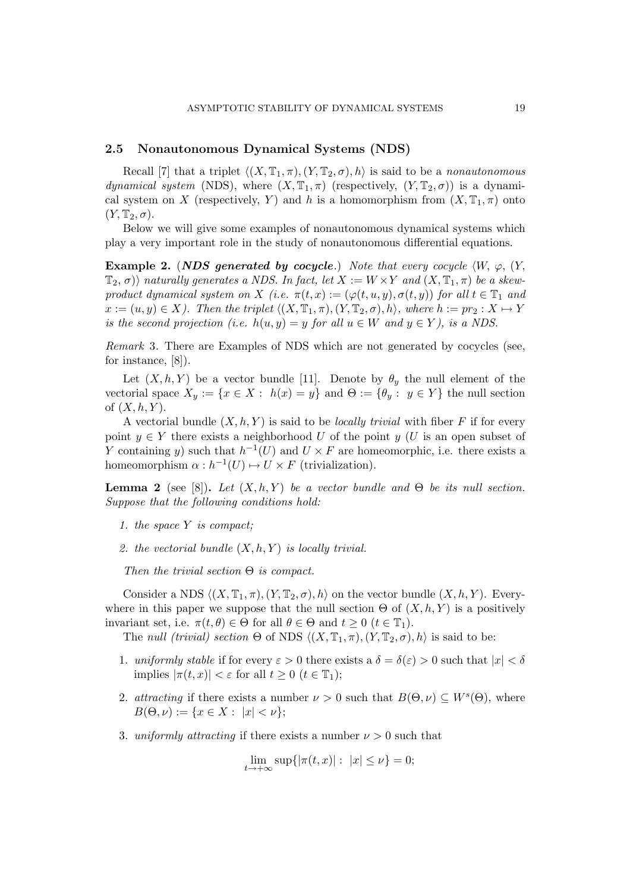### 2.5 Nonautonomous Dynamical Systems (NDS)

Recall [7] that a triplet $\langle (X, \mathbb{T}_1, \pi), (Y, \mathbb{T}_2, \sigma), h\rangle$ is said to be a *nonautonomous dynamical system* (NDS), where $(X, \mathbb{T}_1, \pi)$ (respectively, $(Y, \mathbb{T}_2, \sigma)$) is a dynamical system on $X$ (respectively, $Y$) and $h$ is a homomorphism from $(X, \mathbb{T}_1, \pi)$ onto $(Y, \mathbb{T}_2, \sigma)$.

Below we will give some examples of nonautonomous dynamical systems which play a very important role in the study of nonautonomous differential equations.

**Example 2.** (***NDS generated by cocycle***.) *Note that every cocycle $\langle W, \varphi, (Y, \mathbb{T}_2, \sigma)\rangle$ naturally generates a NDS. In fact, let $X := W \times Y$ and $(X, \mathbb{T}_1, \pi)$ be a skew-product dynamical system on $X$ (i.e. $\pi(t, x) := (\varphi(t, u, y), \sigma(t, y))$ for all $t \in \mathbb{T}_1$ and $x := (u, y) \in X$). Then the triplet $\langle (X, \mathbb{T}_1, \pi), (Y, \mathbb{T}_2, \sigma), h\rangle$, where $h := pr_2 : X \mapsto Y$ is the second projection (i.e. $h(u, y) = y$ for all $u \in W$ and $y \in Y$), is a NDS.*

*Remark* 3. There are Examples of NDS which are not generated by cocycles (see, for instance, [8]).

Let $(X, h, Y)$ be a vector bundle [11]. Denote by $\theta_y$ the null element of the vectorial space $X_y := \{x \in X : \ h(x) = y\}$ and $\Theta := \{\theta_y : \ y \in Y\}$ the null section of $(X, h, Y)$.

A vectorial bundle $(X, h, Y)$ is said to be *locally trivial* with fiber $F$ if for every point $y \in Y$ there exists a neighborhood $U$ of the point $y$ ($U$ is an open subset of $Y$ containing $y$) such that $h^{-1}(U)$ and $U \times F$ are homeomorphic, i.e. there exists a homeomorphism $\alpha : h^{-1}(U) \mapsto U \times F$ (trivialization).

**Lemma 2** (see [8])**.** *Let $(X, h, Y)$ be a vector bundle and $\Theta$ be its null section. Suppose that the following conditions hold:*

1. *the space $Y$ is compact;*
2. *the vectorial bundle $(X, h, Y)$ is locally trivial.*

*Then the trivial section $\Theta$ is compact.*

Consider a NDS $\langle (X, \mathbb{T}_1, \pi), (Y, \mathbb{T}_2, \sigma), h\rangle$ on the vector bundle $(X, h, Y)$. Everywhere in this paper we suppose that the null section $\Theta$ of $(X, h, Y)$ is a positively invariant set, i.e. $\pi(t, \theta) \in \Theta$ for all $\theta \in \Theta$ and $t \ge 0$ ($t \in \mathbb{T}_1$).

The *null (trivial) section* $\Theta$ of NDS $\langle (X, \mathbb{T}_1, \pi), (Y, \mathbb{T}_2, \sigma), h\rangle$ is said to be:

1. *uniformly stable* if for every $\varepsilon > 0$ there exists a $\delta = \delta(\varepsilon) > 0$ such that $|x| < \delta$ implies $|\pi(t, x)| < \varepsilon$ for all $t \ge 0$ ($t \in \mathbb{T}_1$);
2. *attracting* if there exists a number $\nu > 0$ such that $B(\Theta, \nu) \subseteq W^s(\Theta)$, where $B(\Theta, \nu) := \{x \in X : \ |x| < \nu\}$;
3. *uniformly attracting* if there exists a number $\nu > 0$ such that

$$\lim_{t \to +\infty} \sup\{|\pi(t, x)| : \ |x| \le \nu\} = 0;$$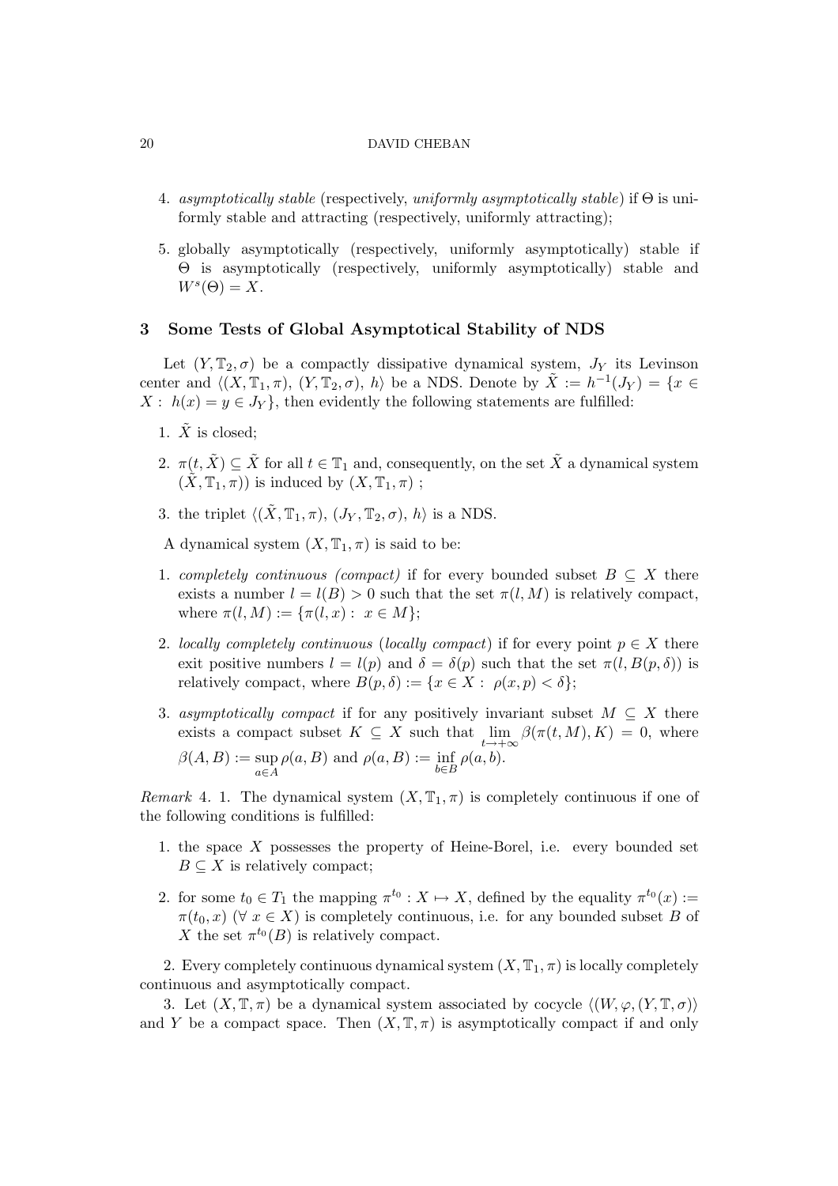4. *asymptotically stable* (respectively, *uniformly asymptotically stable*) if $\Theta$ is uniformly stable and attracting (respectively, uniformly attracting);

5. globally asymptotically (respectively, uniformly asymptotically) stable if $\Theta$ is asymptotically (respectively, uniformly asymptotically) stable and $W^s(\Theta) = X$.

## 3 Some Tests of Global Asymptotical Stability of NDS

Let $(Y, \mathbb{T}_2, \sigma)$ be a compactly dissipative dynamical system, $J_Y$ its Levinson center and $\langle (X, \mathbb{T}_1, \pi),\ (Y, \mathbb{T}_2, \sigma),\ h \rangle$ be a NDS. Denote by $\tilde{X} := h^{-1}(J_Y) = \{x \in X : \ h(x) = y \in J_Y\}$, then evidently the following statements are fulfilled:

1. $\tilde{X}$ is closed;
2. $\pi(t, \tilde{X}) \subseteq \tilde{X}$ for all $t \in \mathbb{T}_1$ and, consequently, on the set $\tilde{X}$ a dynamical system $(\tilde{X}, \mathbb{T}_1, \pi))$ is induced by $(X, \mathbb{T}_1, \pi)$ ;
3. the triplet $\langle (\tilde{X}, \mathbb{T}_1, \pi),\ (J_Y, \mathbb{T}_2, \sigma),\ h \rangle$ is a NDS.

A dynamical system $(X, \mathbb{T}_1, \pi)$ is said to be:

1. *completely continuous (compact)* if for every bounded subset $B \subseteq X$ there exists a number $l = l(B) > 0$ such that the set $\pi(l, M)$ is relatively compact, where $\pi(l, M) := \{\pi(l, x) : \ x \in M\}$;
2. *locally completely continuous* (*locally compact*) if for every point $p \in X$ there exit positive numbers $l = l(p)$ and $\delta = \delta(p)$ such that the set $\pi(l, B(p, \delta))$ is relatively compact, where $B(p, \delta) := \{x \in X : \ \rho(x, p) < \delta\}$;
3. *asymptotically compact* if for any positively invariant subset $M \subseteq X$ there exists a compact subset $K \subseteq X$ such that $\lim\limits_{t \to +\infty} \beta(\pi(t, M), K) = 0$, where $\beta(A, B) := \sup\limits_{a \in A} \rho(a, B)$ and $\rho(a, B) := \inf\limits_{b \in B} \rho(a, b)$.

*Remark* 4. 1. The dynamical system $(X, \mathbb{T}_1, \pi)$ is completely continuous if one of the following conditions is fulfilled:

1. the space $X$ possesses the property of Heine-Borel, i.e. every bounded set $B \subseteq X$ is relatively compact;
2. for some $t_0 \in T_1$ the mapping $\pi^{t_0} : X \mapsto X$, defined by the equality $\pi^{t_0}(x) := \pi(t_0, x)$ ($\forall\ x \in X$) is completely continuous, i.e. for any bounded subset $B$ of $X$ the set $\pi^{t_0}(B)$ is relatively compact.

2. Every completely continuous dynamical system $(X, \mathbb{T}_1, \pi)$ is locally completely continuous and asymptotically compact.

3. Let $(X, \mathbb{T}, \pi)$ be a dynamical system associated by cocycle $\langle (W, \varphi, (Y, \mathbb{T}, \sigma)\rangle$ and $Y$ be a compact space. Then $(X, \mathbb{T}, \pi)$ is asymptotically compact if and only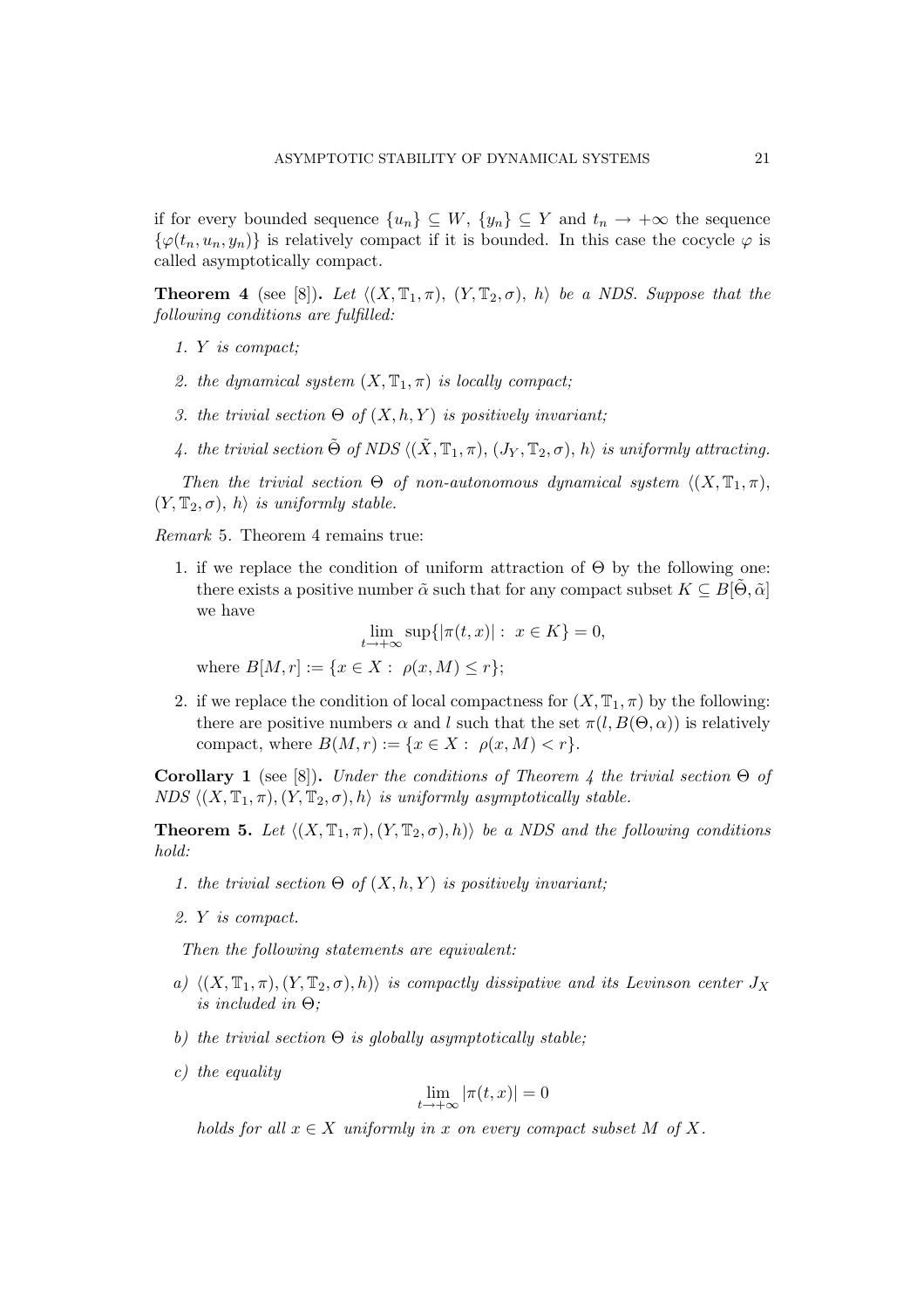if for every bounded sequence $\{u_n\} \subseteq W$, $\{y_n\} \subseteq Y$ and $t_n \to +\infty$ the sequence $\{\varphi(t_n, u_n, y_n)\}$ is relatively compact if it is bounded. In this case the cocycle $\varphi$ is called asymptotically compact.

**Theorem 4** (see [8]). *Let $\langle (X, \mathbb{T}_1, \pi),\ (Y, \mathbb{T}_2, \sigma),\ h\rangle$ be a NDS. Suppose that the following conditions are fulfilled:*

1. *$Y$ is compact;*
2. *the dynamical system $(X, \mathbb{T}_1, \pi)$ is locally compact;*
3. *the trivial section $\Theta$ of $(X, h, Y)$ is positively invariant;*
4. *the trivial section $\tilde{\Theta}$ of NDS $\langle (\tilde{X}, \mathbb{T}_1, \pi),\ (J_Y, \mathbb{T}_2, \sigma),\ h\rangle$ is uniformly attracting.*

*Then the trivial section $\Theta$ of non-autonomous dynamical system $\langle (X, \mathbb{T}_1, \pi)$, $(Y, \mathbb{T}_2, \sigma),\ h\rangle$ is uniformly stable.*

*Remark* 5. Theorem 4 remains true:

1. if we replace the condition of uniform attraction of $\Theta$ by the following one: there exists a positive number $\tilde{\alpha}$ such that for any compact subset $K \subseteq B[\tilde{\Theta}, \tilde{\alpha}]$ we have
$$\lim_{t\to+\infty} \sup\{|\pi(t, x)| :\ x \in K\} = 0,$$
where $B[M, r] := \{x \in X :\ \rho(x, M) \le r\}$;
2. if we replace the condition of local compactness for $(X, \mathbb{T}_1, \pi)$ by the following: there are positive numbers $\alpha$ and $l$ such that the set $\pi(l, B(\Theta, \alpha))$ is relatively compact, where $B(M, r) := \{x \in X :\ \rho(x, M) < r\}$.

**Corollary 1** (see [8]). *Under the conditions of Theorem 4 the trivial section $\Theta$ of NDS $\langle (X, \mathbb{T}_1, \pi), (Y, \mathbb{T}_2, \sigma), h\rangle$ is uniformly asymptotically stable.*

**Theorem 5.** *Let $\langle (X, \mathbb{T}_1, \pi), (Y, \mathbb{T}_2, \sigma), h)\rangle$ be a NDS and the following conditions hold:*

1. *the trivial section $\Theta$ of $(X, h, Y)$ is positively invariant;*
2. *$Y$ is compact.*

*Then the following statements are equivalent:*

a) *$\langle (X, \mathbb{T}_1, \pi), (Y, \mathbb{T}_2, \sigma), h)\rangle$ is compactly dissipative and its Levinson center $J_X$ is included in $\Theta$;*

b) *the trivial section $\Theta$ is globally asymptotically stable;*

c) *the equality*
$$\lim_{t\to+\infty} |\pi(t, x)| = 0$$
*holds for all $x \in X$ uniformly in $x$ on every compact subset $M$ of $X$.*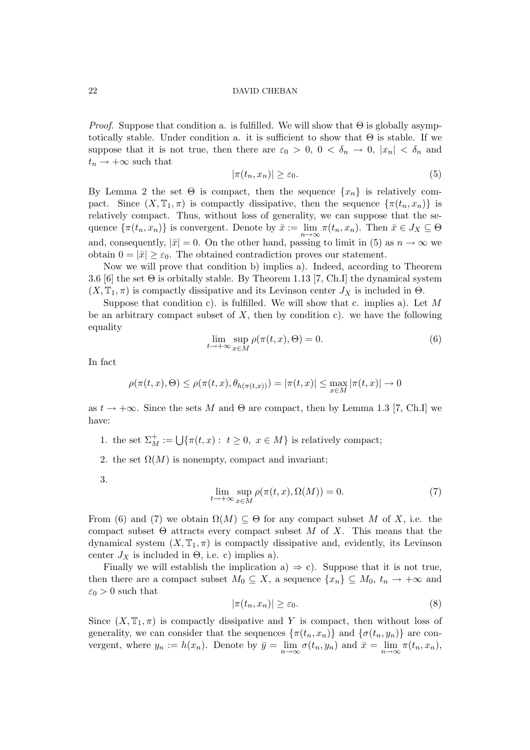*Proof.* Suppose that condition a. is fulfilled. We will show that $\Theta$ is globally asymptotically stable. Under condition a. it is sufficient to show that $\Theta$ is stable. If we suppose that it is not true, then there are $\varepsilon_0 > 0$, $0 < \delta_n \to 0$, $|x_n| < \delta_n$ and $t_n \to +\infty$ such that

$$|\pi(t_n, x_n)| \geq \varepsilon_0. \tag{5}$$

By Lemma 2 the set $\Theta$ is compact, then the sequence $\{x_n\}$ is relatively compact. Since $(X, \mathbb{T}_1, \pi)$ is compactly dissipative, then the sequence $\{\pi(t_n, x_n)\}$ is relatively compact. Thus, without loss of generality, we can suppose that the sequence $\{\pi(t_n, x_n)\}$ is convergent. Denote by $\bar{x} := \lim\limits_{n\to\infty} \pi(t_n, x_n)$. Then $\bar{x} \in J_X \subseteq \Theta$ and, consequently, $|\bar{x}| = 0$. On the other hand, passing to limit in (5) as $n \to \infty$ we obtain $0 = |\bar{x}| \geq \varepsilon_0$. The obtained contradiction proves our statement.

Now we will prove that condition b) implies a). Indeed, according to Theorem 3.6 [6] the set $\Theta$ is orbitally stable. By Theorem 1.13 [7, Ch.I] the dynamical system $(X, \mathbb{T}_1, \pi)$ is compactly dissipative and its Levinson center $J_X$ is included in $\Theta$.

Suppose that condition c). is fulfilled. We will show that c. implies a). Let $M$ be an arbitrary compact subset of $X$, then by condition c). we have the following equality

$$\lim_{t\to+\infty} \sup_{x\in M} \rho(\pi(t, x), \Theta) = 0. \tag{6}$$

In fact

$$\rho(\pi(t, x), \Theta) \leq \rho(\pi(t, x), \theta_{h(\pi(t,x))}) = |\pi(t, x)| \leq \max_{x\in M} |\pi(t, x)| \to 0$$

as $t \to +\infty$. Since the sets $M$ and $\Theta$ are compact, then by Lemma 1.3 [7, Ch.I] we have:

1. the set $\Sigma_M^+ := \bigcup\{\pi(t, x) : \ t \geq 0, \ x \in M\}$ is relatively compact;
2. the set $\Omega(M)$ is nonempty, compact and invariant;
3. $$\lim_{t\to+\infty} \sup_{x\in M} \rho(\pi(t, x), \Omega(M)) = 0. \tag{7}$$

From (6) and (7) we obtain $\Omega(M) \subseteq \Theta$ for any compact subset $M$ of $X$, i.e. the compact subset $\Theta$ attracts every compact subset $M$ of $X$. This means that the dynamical system $(X, \mathbb{T}_1, \pi)$ is compactly dissipative and, evidently, its Levinson center $J_X$ is included in $\Theta$, i.e. c) implies a).

Finally we will establish the implication a) $\Rightarrow$ c). Suppose that it is not true, then there are a compact subset $M_0 \subseteq X$, a sequence $\{x_n\} \subseteq M_0$, $t_n \to +\infty$ and $\varepsilon_0 > 0$ such that

$$|\pi(t_n, x_n)| \geq \varepsilon_0. \tag{8}$$

Since $(X, \mathbb{T}_1, \pi)$ is compactly dissipative and $Y$ is compact, then without loss of generality, we can consider that the sequences $\{\pi(t_n, x_n)\}$ and $\{\sigma(t_n, y_n)\}$ are convergent, where $y_n := h(x_n)$. Denote by $\bar{y} = \lim\limits_{n\to\infty} \sigma(t_n, y_n)$ and $\bar{x} = \lim\limits_{n\to\infty} \pi(t_n, x_n)$,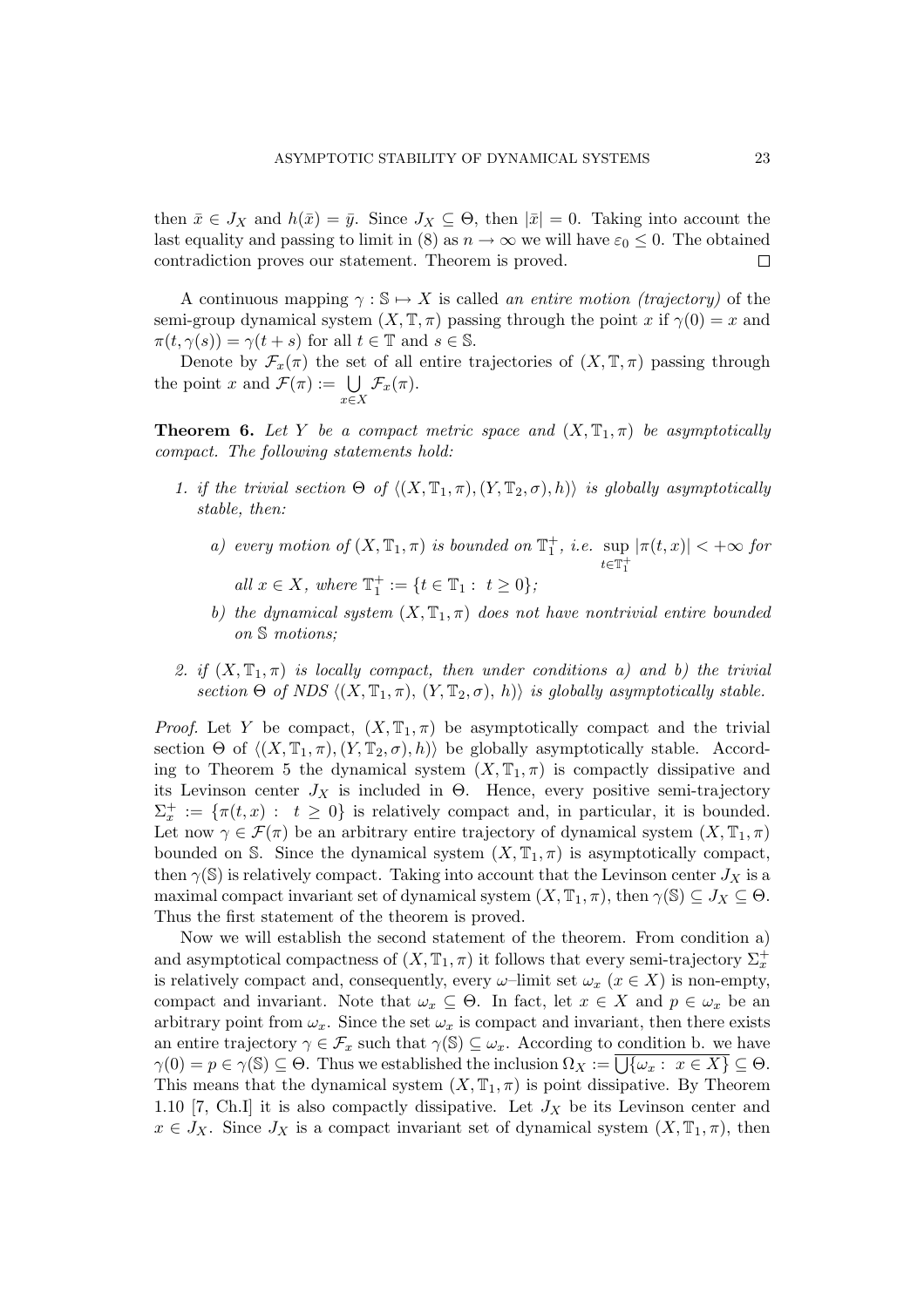then $\bar{x} \in J_X$ and $h(\bar{x}) = \bar{y}$. Since $J_X \subseteq \Theta$, then $|\bar{x}| = 0$. Taking into account the last equality and passing to limit in (8) as $n \to \infty$ we will have $\varepsilon_0 \leq 0$. The obtained contradiction proves our statement. Theorem is proved. $\square$

A continuous mapping $\gamma : \mathbb{S} \mapsto X$ is called *an entire motion (trajectory)* of the semi-group dynamical system $(X, \mathbb{T}, \pi)$ passing through the point $x$ if $\gamma(0) = x$ and $\pi(t, \gamma(s)) = \gamma(t + s)$ for all $t \in \mathbb{T}$ and $s \in \mathbb{S}$.

Denote by $\mathcal{F}_x(\pi)$ the set of all entire trajectories of $(X, \mathbb{T}, \pi)$ passing through the point $x$ and $\mathcal{F}(\pi) := \bigcup_{x \in X} \mathcal{F}_x(\pi)$.

**Theorem 6.** *Let $Y$ be a compact metric space and $(X, \mathbb{T}_1, \pi)$ be asymptotically compact. The following statements hold:*

1. *if the trivial section $\Theta$ of $\langle (X, \mathbb{T}_1, \pi), (Y, \mathbb{T}_2, \sigma), h \rangle$ is globally asymptotically stable, then:*
   - *a) every motion of $(X, \mathbb{T}_1, \pi)$ is bounded on $\mathbb{T}_1^+$, i.e. $\sup_{t \in \mathbb{T}_1^+} |\pi(t, x)| < +\infty$ for all $x \in X$, where $\mathbb{T}_1^+ := \{t \in \mathbb{T}_1 : \ t \geq 0\}$;*
   - *b) the dynamical system $(X, \mathbb{T}_1, \pi)$ does not have nontrivial entire bounded on $\mathbb{S}$ motions;*
2. *if $(X, \mathbb{T}_1, \pi)$ is locally compact, then under conditions a) and b) the trivial section $\Theta$ of NDS $\langle (X, \mathbb{T}_1, \pi), \ (Y, \mathbb{T}_2, \sigma), \ h \rangle$ is globally asymptotically stable.*

*Proof.* Let $Y$ be compact, $(X, \mathbb{T}_1, \pi)$ be asymptotically compact and the trivial section $\Theta$ of $\langle (X, \mathbb{T}_1, \pi), (Y, \mathbb{T}_2, \sigma), h \rangle$ be globally asymptotically stable. According to Theorem 5 the dynamical system $(X, \mathbb{T}_1, \pi)$ is compactly dissipative and its Levinson center $J_X$ is included in $\Theta$. Hence, every positive semi-trajectory $\Sigma_x^+ := \{\pi(t, x) : \ t \geq 0\}$ is relatively compact and, in particular, it is bounded. Let now $\gamma \in \mathcal{F}(\pi)$ be an arbitrary entire trajectory of dynamical system $(X, \mathbb{T}_1, \pi)$ bounded on $\mathbb{S}$. Since the dynamical system $(X, \mathbb{T}_1, \pi)$ is asymptotically compact, then $\gamma(\mathbb{S})$ is relatively compact. Taking into account that the Levinson center $J_X$ is a maximal compact invariant set of dynamical system $(X, \mathbb{T}_1, \pi)$, then $\gamma(\mathbb{S}) \subseteq J_X \subseteq \Theta$. Thus the first statement of the theorem is proved.

Now we will establish the second statement of the theorem. From condition a) and asymptotical compactness of $(X, \mathbb{T}_1, \pi)$ it follows that every semi-trajectory $\Sigma_x^+$ is relatively compact and, consequently, every $\omega$–limit set $\omega_x$ $(x \in X)$ is non-empty, compact and invariant. Note that $\omega_x \subseteq \Theta$. In fact, let $x \in X$ and $p \in \omega_x$ be an arbitrary point from $\omega_x$. Since the set $\omega_x$ is compact and invariant, then there exists an entire trajectory $\gamma \in \mathcal{F}_x$ such that $\gamma(\mathbb{S}) \subseteq \omega_x$. According to condition b. we have $\gamma(0) = p \in \gamma(\mathbb{S}) \subseteq \Theta$. Thus we established the inclusion $\Omega_X := \overline{\bigcup\{\omega_x : \ x \in X\}} \subseteq \Theta$. This means that the dynamical system $(X, \mathbb{T}_1, \pi)$ is point dissipative. By Theorem 1.10 [7, Ch.I] it is also compactly dissipative. Let $J_X$ be its Levinson center and $x \in J_X$. Since $J_X$ is a compact invariant set of dynamical system $(X, \mathbb{T}_1, \pi)$, then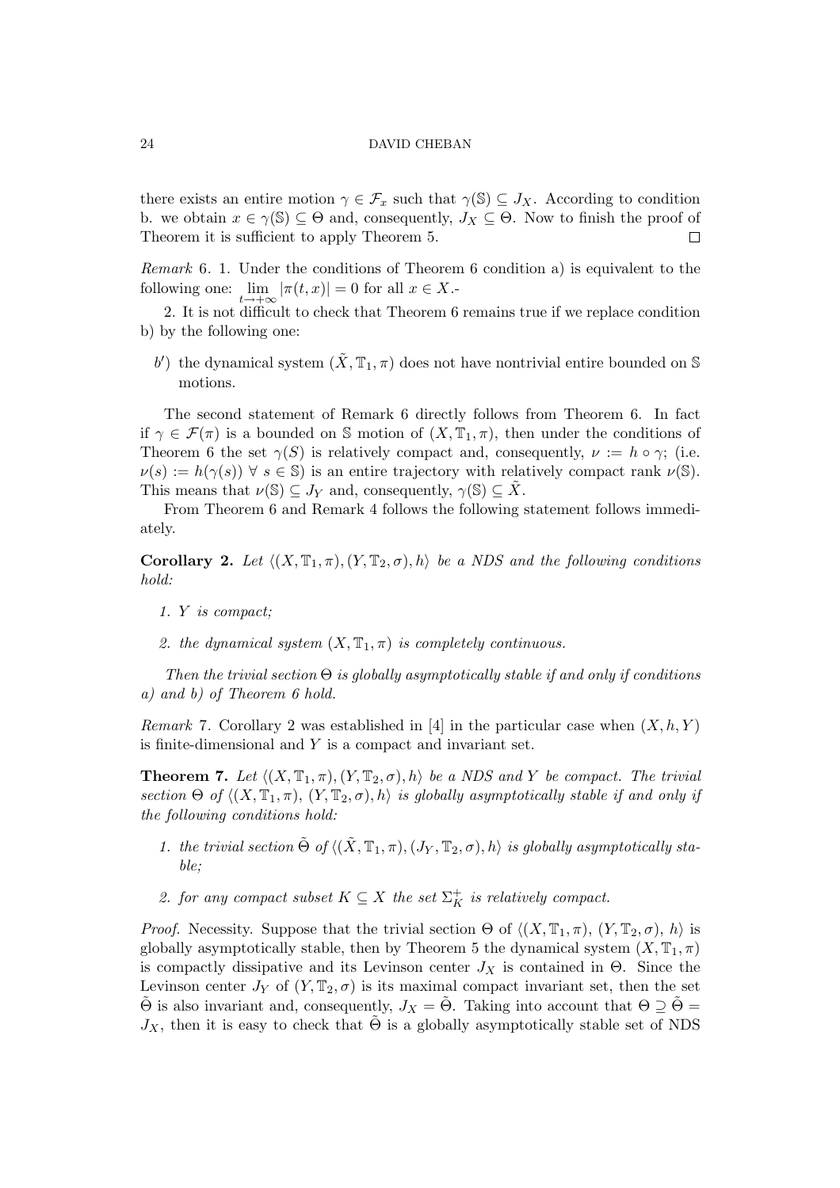there exists an entire motion $\gamma \in \mathcal{F}_x$ such that $\gamma(\mathbb{S}) \subseteq J_X$. According to condition b. we obtain $x \in \gamma(\mathbb{S}) \subseteq \Theta$ and, consequently, $J_X \subseteq \Theta$. Now to finish the proof of Theorem it is sufficient to apply Theorem 5. $\square$

*Remark* 6. 1. Under the conditions of Theorem 6 condition a) is equivalent to the following one: $\lim_{t\to+\infty} |\pi(t,x)| = 0$ for all $x \in X$.-

2. It is not difficult to check that Theorem 6 remains true if we replace condition b) by the following one:

$b')$ the dynamical system $(\tilde{X}, \mathbb{T}_1, \pi)$ does not have nontrivial entire bounded on $\mathbb{S}$ motions.

The second statement of Remark 6 directly follows from Theorem 6. In fact if $\gamma \in \mathcal{F}(\pi)$ is a bounded on $\mathbb{S}$ motion of $(X, \mathbb{T}_1, \pi)$, then under the conditions of Theorem 6 the set $\gamma(S)$ is relatively compact and, consequently, $\nu := h \circ \gamma$; (i.e. $\nu(s) := h(\gamma(s))\ \forall\ s \in \mathbb{S}$) is an entire trajectory with relatively compact rank $\nu(\mathbb{S})$. This means that $\nu(\mathbb{S}) \subseteq J_Y$ and, consequently, $\gamma(\mathbb{S}) \subseteq \tilde{X}$.

From Theorem 6 and Remark 4 follows the following statement follows immediately.

**Corollary 2.** *Let $\langle (X, \mathbb{T}_1, \pi), (Y, \mathbb{T}_2, \sigma), h\rangle$ be a NDS and the following conditions hold:*

1. *$Y$ is compact;*
2. *the dynamical system $(X, \mathbb{T}_1, \pi)$ is completely continuous.*

*Then the trivial section $\Theta$ is globally asymptotically stable if and only if conditions a) and b) of Theorem 6 hold.*

*Remark* 7. Corollary 2 was established in [4] in the particular case when $(X, h, Y)$ is finite-dimensional and $Y$ is a compact and invariant set.

**Theorem 7.** *Let $\langle (X, \mathbb{T}_1, \pi), (Y, \mathbb{T}_2, \sigma), h\rangle$ be a NDS and $Y$ be compact. The trivial section $\Theta$ of $\langle (X, \mathbb{T}_1, \pi),\ (Y, \mathbb{T}_2, \sigma), h\rangle$ is globally asymptotically stable if and only if the following conditions hold:*

1. *the trivial section $\tilde{\Theta}$ of $\langle (\tilde{X}, \mathbb{T}_1, \pi), (J_Y, \mathbb{T}_2, \sigma), h\rangle$ is globally asymptotically stable;*
2. *for any compact subset $K \subseteq X$ the set $\Sigma_K^+$ is relatively compact.*

*Proof.* Necessity. Suppose that the trivial section $\Theta$ of $\langle (X, \mathbb{T}_1, \pi),\ (Y, \mathbb{T}_2, \sigma),\ h\rangle$ is globally asymptotically stable, then by Theorem 5 the dynamical system $(X, \mathbb{T}_1, \pi)$ is compactly dissipative and its Levinson center $J_X$ is contained in $\Theta$. Since the Levinson center $J_Y$ of $(Y, \mathbb{T}_2, \sigma)$ is its maximal compact invariant set, then the set $\tilde{\Theta}$ is also invariant and, consequently, $J_X = \tilde{\Theta}$. Taking into account that $\Theta \supseteq \tilde{\Theta} = J_X$, then it is easy to check that $\tilde{\Theta}$ is a globally asymptotically stable set of NDS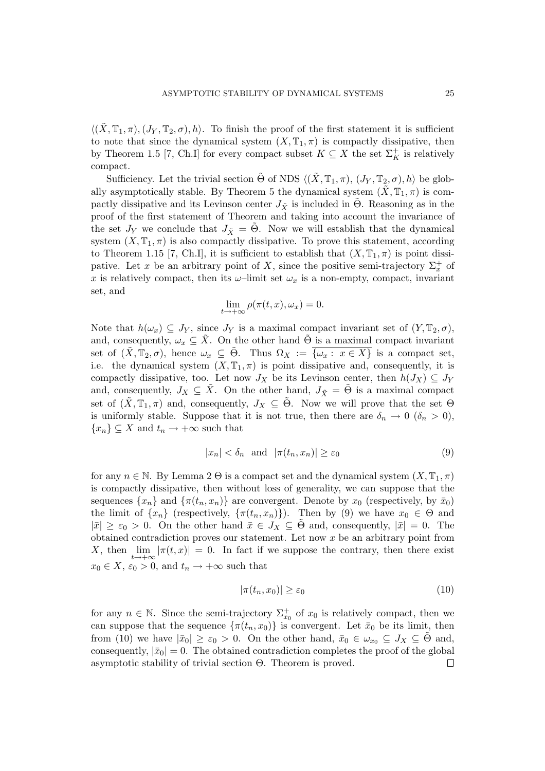$\langle(\tilde{X}, \mathbb{T}_1, \pi), (J_Y, \mathbb{T}_2, \sigma), h\rangle$. To finish the proof of the first statement it is sufficient to note that since the dynamical system $(X, \mathbb{T}_1, \pi)$ is compactly dissipative, then by Theorem 1.5 [7, Ch.I] for every compact subset $K \subseteq X$ the set $\Sigma_K^+$ is relatively compact.

Sufficiency. Let the trivial section $\tilde{\Theta}$ of NDS $\langle(\tilde{X}, \mathbb{T}_1, \pi), (J_Y, \mathbb{T}_2, \sigma), h\rangle$ be globally asymptotically stable. By Theorem 5 the dynamical system $(\tilde{X}, \mathbb{T}_1, \pi)$ is compactly dissipative and its Levinson center $J_{\tilde{X}}$ is included in $\tilde{\Theta}$. Reasoning as in the proof of the first statement of Theorem and taking into account the invariance of the set $J_Y$ we conclude that $J_{\tilde{X}} = \tilde{\Theta}$. Now we will establish that the dynamical system $(X, \mathbb{T}_1, \pi)$ is also compactly dissipative. To prove this statement, according to Theorem 1.15 [7, Ch.I], it is sufficient to establish that $(X, \mathbb{T}_1, \pi)$ is point dissipative. Let $x$ be an arbitrary point of $X$, since the positive semi-trajectory $\Sigma_x^+$ of $x$ is relatively compact, then its $\omega$–limit set $\omega_x$ is a non-empty, compact, invariant set, and

$$\lim_{t\to+\infty} \rho(\pi(t, x), \omega_x) = 0.$$

Note that $h(\omega_x) \subseteq J_Y$, since $J_Y$ is a maximal compact invariant set of $(Y, \mathbb{T}_2, \sigma)$, and, consequently, $\omega_x \subseteq \tilde{X}$. On the other hand $\tilde{\Theta}$ is a maximal compact invariant set of $(\tilde{X}, \mathbb{T}_2, \sigma)$, hence $\omega_x \subseteq \tilde{\Theta}$. Thus $\Omega_X := \overline{\{\omega_x : x \in X\}}$ is a compact set, i.e. the dynamical system $(X, \mathbb{T}_1, \pi)$ is point dissipative and, consequently, it is compactly dissipative, too. Let now $J_X$ be its Levinson center, then $h(J_X) \subseteq J_Y$ and, consequently, $J_X \subseteq \tilde{X}$. On the other hand, $J_{\tilde{X}} = \tilde{\Theta}$ is a maximal compact set of $(\tilde{X}, \mathbb{T}_1, \pi)$ and, consequently, $J_X \subseteq \tilde{\Theta}$. Now we will prove that the set $\Theta$ is uniformly stable. Suppose that it is not true, then there are $\delta_n \to 0$ ($\delta_n > 0$), $\{x_n\} \subseteq X$ and $t_n \to +\infty$ such that

$$|x_n| < \delta_n \ \text{ and } \ |\pi(t_n, x_n)| \geq \varepsilon_0 \tag{9}$$

for any $n \in \mathbb{N}$. By Lemma 2 $\Theta$ is a compact set and the dynamical system $(X, \mathbb{T}_1, \pi)$ is compactly dissipative, then without loss of generality, we can suppose that the sequences $\{x_n\}$ and $\{\pi(t_n, x_n)\}$ are convergent. Denote by $x_0$ (respectively, by $\bar{x}_0$) the limit of $\{x_n\}$ (respectively, $\{\pi(t_n, x_n)\}$). Then by (9) we have $x_0 \in \Theta$ and $|\bar{x}| \geq \varepsilon_0 > 0$. On the other hand $\bar{x} \in J_X \subseteq \tilde{\Theta}$ and, consequently, $|\bar{x}| = 0$. The obtained contradiction proves our statement. Let now $x$ be an arbitrary point from $X$, then $\lim_{t\to+\infty} |\pi(t, x)| = 0$. In fact if we suppose the contrary, then there exist $x_0 \in X$, $\varepsilon_0 > 0$, and $t_n \to +\infty$ such that

$$|\pi(t_n, x_0)| \geq \varepsilon_0 \tag{10}$$

for any $n \in \mathbb{N}$. Since the semi-trajectory $\Sigma_{x_0}^+$ of $x_0$ is relatively compact, then we can suppose that the sequence $\{\pi(t_n, x_0)\}$ is convergent. Let $\bar{x}_0$ be its limit, then from (10) we have $|\bar{x}_0| \geq \varepsilon_0 > 0$. On the other hand, $\bar{x}_0 \in \omega_{x_0} \subseteq J_X \subseteq \tilde{\Theta}$ and, consequently, $|\bar{x}_0| = 0$. The obtained contradiction completes the proof of the global asymptotic stability of trivial section $\Theta$. Theorem is proved. ◻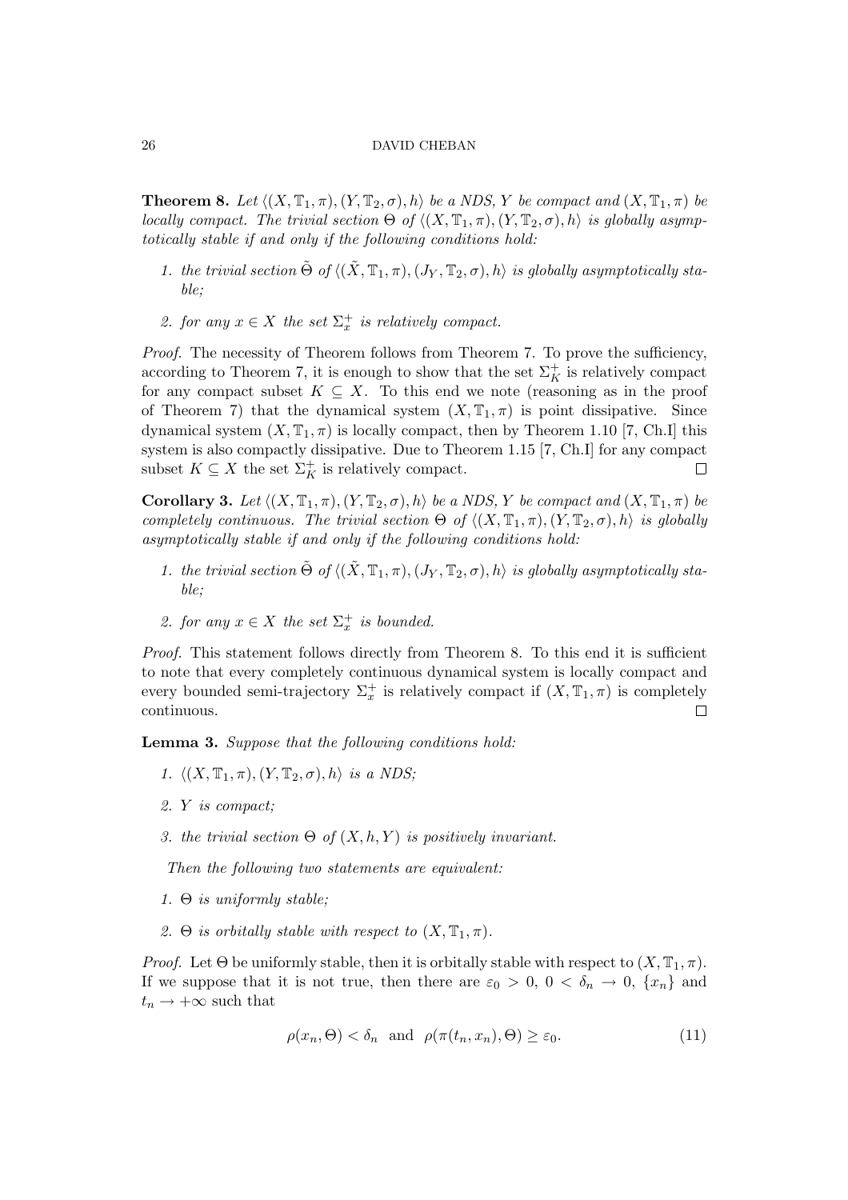**Theorem 8.** *Let $\langle (X, \mathbb{T}_1, \pi), (Y, \mathbb{T}_2, \sigma), h \rangle$ be a NDS, $Y$ be compact and $(X, \mathbb{T}_1, \pi)$ be locally compact. The trivial section $\Theta$ of $\langle (X, \mathbb{T}_1, \pi), (Y, \mathbb{T}_2, \sigma), h \rangle$ is globally asymptotically stable if and only if the following conditions hold:*

1. *the trivial section $\tilde{\Theta}$ of $\langle (\tilde{X}, \mathbb{T}_1, \pi), (J_Y, \mathbb{T}_2, \sigma), h \rangle$ is globally asymptotically stable;*
2. *for any $x \in X$ the set $\Sigma_x^+$ is relatively compact.*

*Proof.* The necessity of Theorem follows from Theorem 7. To prove the sufficiency, according to Theorem 7, it is enough to show that the set $\Sigma_K^+$ is relatively compact for any compact subset $K \subseteq X$. To this end we note (reasoning as in the proof of Theorem 7) that the dynamical system $(X, \mathbb{T}_1, \pi)$ is point dissipative. Since dynamical system $(X, \mathbb{T}_1, \pi)$ is locally compact, then by Theorem 1.10 [7, Ch.I] this system is also compactly dissipative. Due to Theorem 1.15 [7, Ch.I] for any compact subset $K \subseteq X$ the set $\Sigma_K^+$ is relatively compact. $\square$

**Corollary 3.** *Let $\langle (X, \mathbb{T}_1, \pi), (Y, \mathbb{T}_2, \sigma), h \rangle$ be a NDS, $Y$ be compact and $(X, \mathbb{T}_1, \pi)$ be completely continuous. The trivial section $\Theta$ of $\langle (X, \mathbb{T}_1, \pi), (Y, \mathbb{T}_2, \sigma), h \rangle$ is globally asymptotically stable if and only if the following conditions hold:*

1. *the trivial section $\tilde{\Theta}$ of $\langle (\tilde{X}, \mathbb{T}_1, \pi), (J_Y, \mathbb{T}_2, \sigma), h \rangle$ is globally asymptotically stable;*
2. *for any $x \in X$ the set $\Sigma_x^+$ is bounded.*

*Proof.* This statement follows directly from Theorem 8. To this end it is sufficient to note that every completely continuous dynamical system is locally compact and every bounded semi-trajectory $\Sigma_x^+$ is relatively compact if $(X, \mathbb{T}_1, \pi)$ is completely continuous. $\square$

**Lemma 3.** *Suppose that the following conditions hold:*

1. *$\langle (X, \mathbb{T}_1, \pi), (Y, \mathbb{T}_2, \sigma), h \rangle$ is a NDS;*
2. *$Y$ is compact;*
3. *the trivial section $\Theta$ of $(X, h, Y)$ is positively invariant.*

*Then the following two statements are equivalent:*

1. *$\Theta$ is uniformly stable;*
2. *$\Theta$ is orbitally stable with respect to $(X, \mathbb{T}_1, \pi)$.*

*Proof.* Let $\Theta$ be uniformly stable, then it is orbitally stable with respect to $(X, \mathbb{T}_1, \pi)$. If we suppose that it is not true, then there are $\varepsilon_0 > 0$, $0 < \delta_n \to 0$, $\{x_n\}$ and $t_n \to +\infty$ such that

$$\rho(x_n, \Theta) < \delta_n \quad \text{and} \quad \rho(\pi(t_n, x_n), \Theta) \geq \varepsilon_0. \tag{11}$$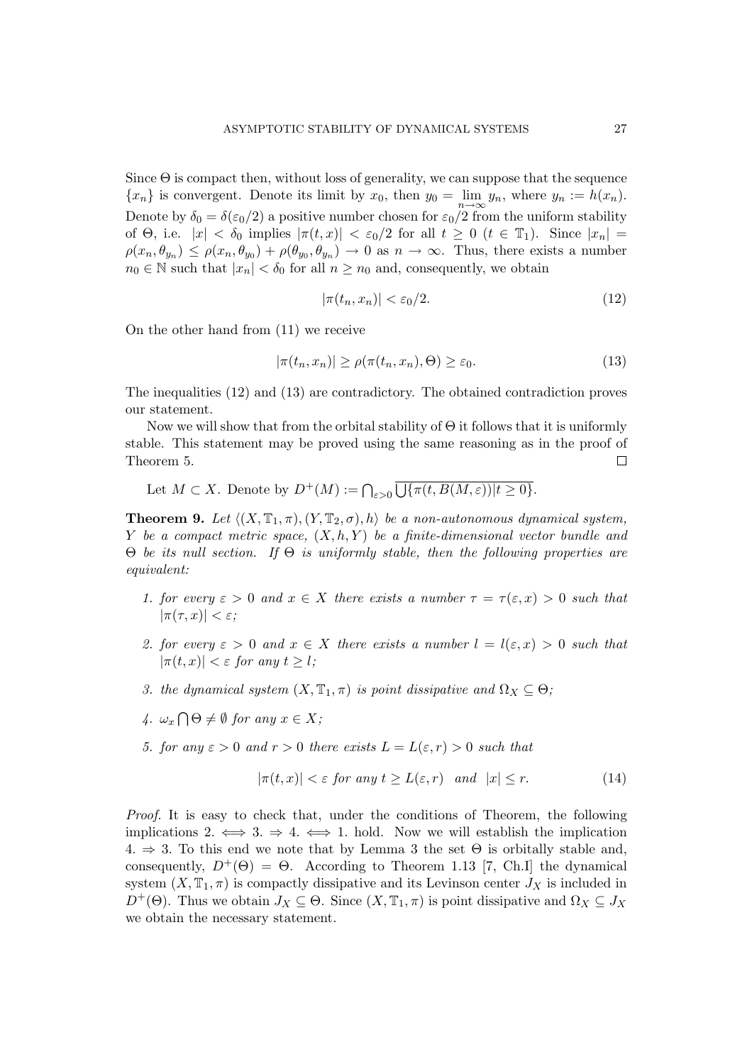Since $\Theta$ is compact then, without loss of generality, we can suppose that the sequence $\{x_n\}$ is convergent. Denote its limit by $x_0$, then $y_0 = \lim_{n\to\infty} y_n$, where $y_n := h(x_n)$. Denote by $\delta_0 = \delta(\varepsilon_0/2)$ a positive number chosen for $\varepsilon_0/2$ from the uniform stability of $\Theta$, i.e. $|x| < \delta_0$ implies $|\pi(t,x)| < \varepsilon_0/2$ for all $t \geq 0$ ($t \in \mathbb{T}_1$). Since $|x_n| = \rho(x_n, \theta_{y_n}) \leq \rho(x_n, \theta_{y_0}) + \rho(\theta_{y_0}, \theta_{y_n}) \to 0$ as $n \to \infty$. Thus, there exists a number $n_0 \in \mathbb{N}$ such that $|x_n| < \delta_0$ for all $n \geq n_0$ and, consequently, we obtain

$$|\pi(t_n, x_n)| < \varepsilon_0/2. \tag{12}$$

On the other hand from (11) we receive

$$|\pi(t_n, x_n)| \geq \rho(\pi(t_n, x_n), \Theta) \geq \varepsilon_0. \tag{13}$$

The inequalities (12) and (13) are contradictory. The obtained contradiction proves our statement.

Now we will show that from the orbital stability of $\Theta$ it follows that it is uniformly stable. This statement may be proved using the same reasoning as in the proof of Theorem 5. $\square$

Let $M \subset X$. Denote by $D^+(M) := \bigcap_{\varepsilon>0} \overline{\bigcup\{\pi(t, B(M,\varepsilon)) | t \geq 0\}}$.

**Theorem 9.** *Let $\langle (X, \mathbb{T}_1, \pi), (Y, \mathbb{T}_2, \sigma), h\rangle$ be a non-autonomous dynamical system, $Y$ be a compact metric space, $(X, h, Y)$ be a finite-dimensional vector bundle and $\Theta$ be its null section. If $\Theta$ is uniformly stable, then the following properties are equivalent:*

1. *for every $\varepsilon > 0$ and $x \in X$ there exists a number $\tau = \tau(\varepsilon, x) > 0$ such that $|\pi(\tau, x)| < \varepsilon$;*
2. *for every $\varepsilon > 0$ and $x \in X$ there exists a number $l = l(\varepsilon, x) > 0$ such that $|\pi(t, x)| < \varepsilon$ for any $t \geq l$;*
3. *the dynamical system $(X, \mathbb{T}_1, \pi)$ is point dissipative and $\Omega_X \subseteq \Theta$;*
4. *$\omega_x \bigcap \Theta \neq \emptyset$ for any $x \in X$;*
5. *for any $\varepsilon > 0$ and $r > 0$ there exists $L = L(\varepsilon, r) > 0$ such that*

$$|\pi(t,x)| < \varepsilon \text{ for any } t \geq L(\varepsilon, r) \text{ and } |x| \leq r. \tag{14}$$

*Proof.* It is easy to check that, under the conditions of Theorem, the following implications 2. $\iff$ 3. $\Rightarrow$ 4. $\iff$ 1. hold. Now we will establish the implication 4. $\Rightarrow$ 3. To this end we note that by Lemma 3 the set $\Theta$ is orbitally stable and, consequently, $D^+(\Theta) = \Theta$. According to Theorem 1.13 [7, Ch.I] the dynamical system $(X, \mathbb{T}_1, \pi)$ is compactly dissipative and its Levinson center $J_X$ is included in $D^+(\Theta)$. Thus we obtain $J_X \subseteq \Theta$. Since $(X, \mathbb{T}_1, \pi)$ is point dissipative and $\Omega_X \subseteq J_X$ we obtain the necessary statement.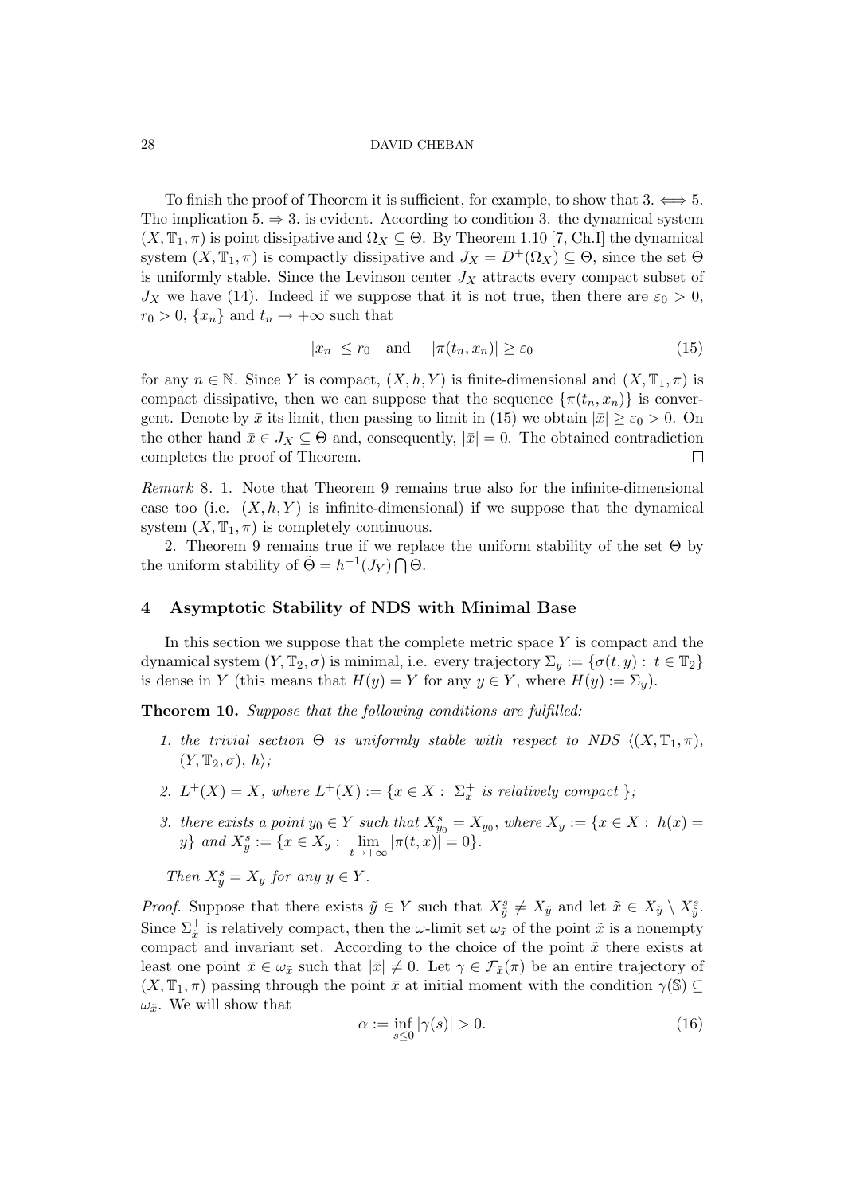To finish the proof of Theorem it is sufficient, for example, to show that 3. $\Longleftrightarrow$ 5. The implication 5. $\Rightarrow$ 3. is evident. According to condition 3. the dynamical system $(X, \mathbb{T}_1, \pi)$ is point dissipative and $\Omega_X \subseteq \Theta$. By Theorem 1.10 [7, Ch.I] the dynamical system $(X, \mathbb{T}_1, \pi)$ is compactly dissipative and $J_X = D^+(\Omega_X) \subseteq \Theta$, since the set $\Theta$ is uniformly stable. Since the Levinson center $J_X$ attracts every compact subset of $J_X$ we have (14). Indeed if we suppose that it is not true, then there are $\varepsilon_0 > 0$, $r_0 > 0$, $\{x_n\}$ and $t_n \to +\infty$ such that

$$|x_n| \le r_0 \quad \text{and} \quad |\pi(t_n, x_n)| \ge \varepsilon_0 \tag{15}$$

for any $n \in \mathbb{N}$. Since $Y$ is compact, $(X, h, Y)$ is finite-dimensional and $(X, \mathbb{T}_1, \pi)$ is compact dissipative, then we can suppose that the sequence $\{\pi(t_n, x_n)\}$ is convergent. Denote by $\bar{x}$ its limit, then passing to limit in (15) we obtain $|\bar{x}| \ge \varepsilon_0 > 0$. On the other hand $\bar{x} \in J_X \subseteq \Theta$ and, consequently, $|\bar{x}| = 0$. The obtained contradiction completes the proof of Theorem. □

*Remark* 8. 1. Note that Theorem 9 remains true also for the infinite-dimensional case too (i.e. $(X, h, Y)$ is infinite-dimensional) if we suppose that the dynamical system $(X, \mathbb{T}_1, \pi)$ is completely continuous.

2. Theorem 9 remains true if we replace the uniform stability of the set $\Theta$ by the uniform stability of $\tilde{\Theta} = h^{-1}(J_Y) \bigcap \Theta$.

## 4 Asymptotic Stability of NDS with Minimal Base

In this section we suppose that the complete metric space $Y$ is compact and the dynamical system $(Y, \mathbb{T}_2, \sigma)$ is minimal, i.e. every trajectory $\Sigma_y := \{\sigma(t, y) : t \in \mathbb{T}_2\}$ is dense in $Y$ (this means that $H(y) = Y$ for any $y \in Y$, where $H(y) := \overline{\Sigma}_y$).

**Theorem 10.** *Suppose that the following conditions are fulfilled:*

1. *the trivial section $\Theta$ is uniformly stable with respect to NDS $\langle (X, \mathbb{T}_1, \pi), (Y, \mathbb{T}_2, \sigma), h \rangle$;*
2. *$L^+(X) = X$, where $L^+(X) := \{x \in X : \Sigma_x^+ \text{ is relatively compact }\}$;*
3. *there exists a point $y_0 \in Y$ such that $X_{y_0}^s = X_{y_0}$, where $X_y := \{x \in X : h(x) = y\}$ and $X_y^s := \{x \in X_y : \lim\limits_{t\to+\infty} |\pi(t, x)| = 0\}$.*

*Then $X_y^s = X_y$ for any $y \in Y$.*

*Proof.* Suppose that there exists $\tilde{y} \in Y$ such that $X_{\tilde{y}}^s \neq X_{\tilde{y}}$ and let $\tilde{x} \in X_{\tilde{y}} \setminus X_{\tilde{y}}^s$. Since $\Sigma_{\tilde{x}}^+$ is relatively compact, then the $\omega$-limit set $\omega_{\tilde{x}}$ of the point $\tilde{x}$ is a nonempty compact and invariant set. According to the choice of the point $\tilde{x}$ there exists at least one point $\bar{x} \in \omega_{\tilde{x}}$ such that $|\bar{x}| \neq 0$. Let $\gamma \in \mathcal{F}_{\bar{x}}(\pi)$ be an entire trajectory of $(X, \mathbb{T}_1, \pi)$ passing through the point $\bar{x}$ at initial moment with the condition $\gamma(\mathbb{S}) \subseteq \omega_{\tilde{x}}$. We will show that

$$\alpha := \inf_{s \le 0} |\gamma(s)| > 0. \tag{16}$$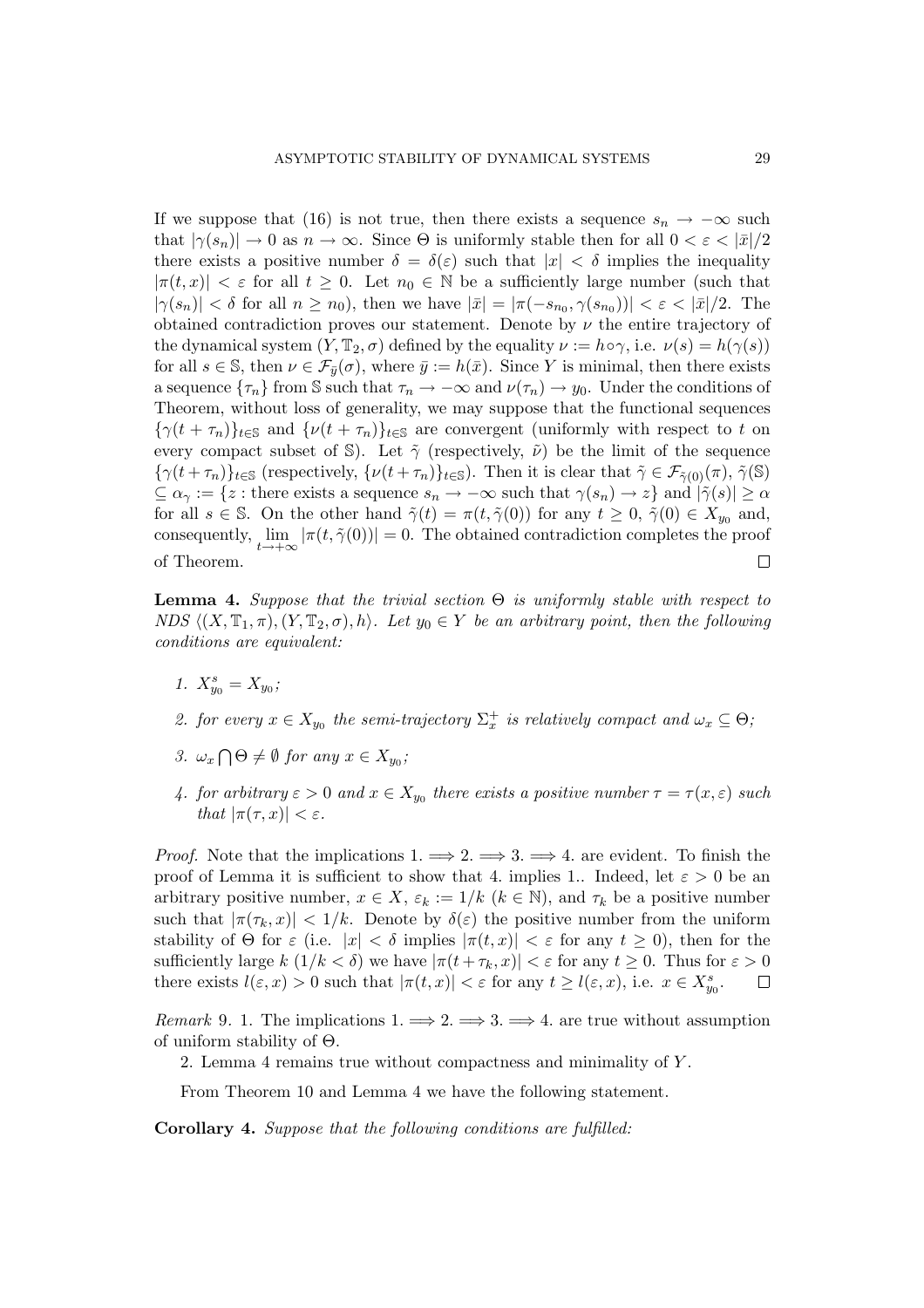If we suppose that (16) is not true, then there exists a sequence $s_n \to -\infty$ such that $|\gamma(s_n)| \to 0$ as $n \to \infty$. Since $\Theta$ is uniformly stable then for all $0 < \varepsilon < |\bar{x}|/2$ there exists a positive number $\delta = \delta(\varepsilon)$ such that $|x| < \delta$ implies the inequality $|\pi(t, x)| < \varepsilon$ for all $t \geq 0$. Let $n_0 \in \mathbb{N}$ be a sufficiently large number (such that $|\gamma(s_n)| < \delta$ for all $n \geq n_0$), then we have $|\bar{x}| = |\pi(-s_{n_0}, \gamma(s_{n_0}))| < \varepsilon < |\bar{x}|/2$. The obtained contradiction proves our statement. Denote by $\nu$ the entire trajectory of the dynamical system $(Y, \mathbb{T}_2, \sigma)$ defined by the equality $\nu := h \circ \gamma$, i.e. $\nu(s) = h(\gamma(s))$ for all $s \in \mathbb{S}$, then $\nu \in \mathcal{F}_{\bar{y}}(\sigma)$, where $\bar{y} := h(\bar{x})$. Since $Y$ is minimal, then there exists a sequence $\{\tau_n\}$ from $\mathbb{S}$ such that $\tau_n \to -\infty$ and $\nu(\tau_n) \to y_0$. Under the conditions of Theorem, without loss of generality, we may suppose that the functional sequences $\{\gamma(t + \tau_n)\}_{t \in \mathbb{S}}$ and $\{\nu(t + \tau_n)\}_{t \in \mathbb{S}}$ are convergent (uniformly with respect to $t$ on every compact subset of $\mathbb{S}$). Let $\tilde{\gamma}$ (respectively, $\tilde{\nu}$) be the limit of the sequence $\{\gamma(t + \tau_n)\}_{t \in \mathbb{S}}$ (respectively, $\{\nu(t + \tau_n)\}_{t \in \mathbb{S}}$). Then it is clear that $\tilde{\gamma} \in \mathcal{F}_{\tilde{\gamma}(0)}(\pi)$, $\tilde{\gamma}(\mathbb{S}) \subseteq \alpha_\gamma := \{z : \text{there exists a sequence } s_n \to -\infty \text{ such that } \gamma(s_n) \to z\}$ and $|\tilde{\gamma}(s)| \geq \alpha$ for all $s \in \mathbb{S}$. On the other hand $\tilde{\gamma}(t) = \pi(t, \tilde{\gamma}(0))$ for any $t \geq 0$, $\tilde{\gamma}(0) \in X_{y_0}$ and, consequently, $\lim\limits_{t \to +\infty} |\pi(t, \tilde{\gamma}(0))| = 0$. The obtained contradiction completes the proof of Theorem. $\square$

**Lemma 4.** *Suppose that the trivial section $\Theta$ is uniformly stable with respect to NDS $\langle (X, \mathbb{T}_1, \pi), (Y, \mathbb{T}_2, \sigma), h \rangle$. Let $y_0 \in Y$ be an arbitrary point, then the following conditions are equivalent:*

1. *$X^s_{y_0} = X_{y_0}$;*
2. *for every $x \in X_{y_0}$ the semi-trajectory $\Sigma^+_x$ is relatively compact and $\omega_x \subseteq \Theta$;*
3. *$\omega_x \bigcap \Theta \neq \emptyset$ for any $x \in X_{y_0}$;*
4. *for arbitrary $\varepsilon > 0$ and $x \in X_{y_0}$ there exists a positive number $\tau = \tau(x, \varepsilon)$ such that $|\pi(\tau, x)| < \varepsilon$.*

*Proof.* Note that the implications 1. $\Longrightarrow$ 2. $\Longrightarrow$ 3. $\Longrightarrow$ 4. are evident. To finish the proof of Lemma it is sufficient to show that 4. implies 1.. Indeed, let $\varepsilon > 0$ be an arbitrary positive number, $x \in X$, $\varepsilon_k := 1/k$ ($k \in \mathbb{N}$), and $\tau_k$ be a positive number such that $|\pi(\tau_k, x)| < 1/k$. Denote by $\delta(\varepsilon)$ the positive number from the uniform stability of $\Theta$ for $\varepsilon$ (i.e. $|x| < \delta$ implies $|\pi(t, x)| < \varepsilon$ for any $t \geq 0$), then for the sufficiently large $k$ ($1/k < \delta$) we have $|\pi(t + \tau_k, x)| < \varepsilon$ for any $t \geq 0$. Thus for $\varepsilon > 0$ there exists $l(\varepsilon, x) > 0$ such that $|\pi(t, x)| < \varepsilon$ for any $t \geq l(\varepsilon, x)$, i.e. $x \in X^s_{y_0}$. $\square$

*Remark* 9. 1. The implications 1. $\Longrightarrow$ 2. $\Longrightarrow$ 3. $\Longrightarrow$ 4. are true without assumption of uniform stability of $\Theta$.

2. Lemma 4 remains true without compactness and minimality of $Y$.

From Theorem 10 and Lemma 4 we have the following statement.

**Corollary 4.** *Suppose that the following conditions are fulfilled:*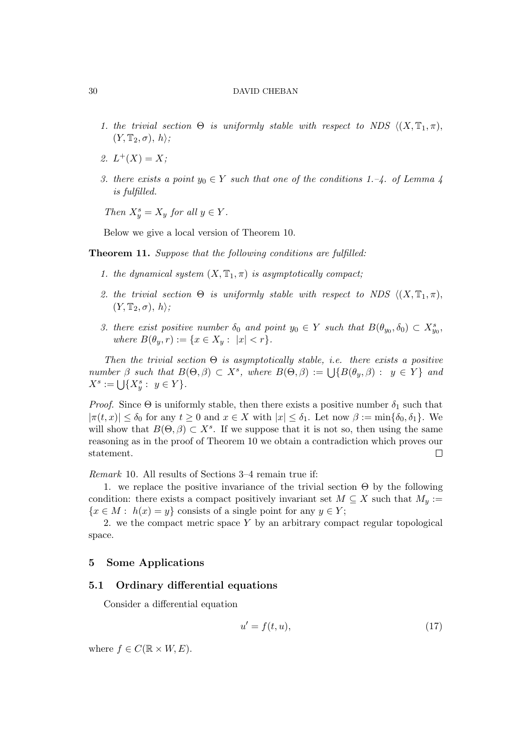1. *the trivial section $\Theta$ is uniformly stable with respect to NDS $\langle (X, \mathbb{T}_1, \pi), (Y, \mathbb{T}_2, \sigma), h \rangle$;*

2. *$L^+(X) = X$;*

3. *there exists a point $y_0 \in Y$ such that one of the conditions 1.–4. of Lemma 4 is fulfilled.*

*Then $X^s_y = X_y$ for all $y \in Y$.*

Below we give a local version of Theorem 10.

**Theorem 11.** *Suppose that the following conditions are fulfilled:*

1. *the dynamical system $(X, \mathbb{T}_1, \pi)$ is asymptotically compact;*

2. *the trivial section $\Theta$ is uniformly stable with respect to NDS $\langle (X, \mathbb{T}_1, \pi), (Y, \mathbb{T}_2, \sigma), h \rangle$;*

3. *there exist positive number $\delta_0$ and point $y_0 \in Y$ such that $B(\theta_{y_0}, \delta_0) \subset X^s_{y_0}$, where $B(\theta_y, r) := \{x \in X_y : \ |x| < r\}$.*

*Then the trivial section $\Theta$ is asymptotically stable, i.e. there exists a positive number $\beta$ such that $B(\Theta, \beta) \subset X^s$, where $B(\Theta, \beta) := \bigcup \{B(\theta_y, \beta) : \ y \in Y\}$ and $X^s := \bigcup \{X^s_y : \ y \in Y\}$.*

*Proof.* Since $\Theta$ is uniformly stable, then there exists a positive number $\delta_1$ such that $|\pi(t, x)| \leq \delta_0$ for any $t \geq 0$ and $x \in X$ with $|x| \leq \delta_1$. Let now $\beta := \min\{\delta_0, \delta_1\}$. We will show that $B(\Theta, \beta) \subset X^s$. If we suppose that it is not so, then using the same reasoning as in the proof of Theorem 10 we obtain a contradiction which proves our statement. $\square$

*Remark* 10. All results of Sections 3–4 remain true if:

1. we replace the positive invariance of the trivial section $\Theta$ by the following condition: there exists a compact positively invariant set $M \subseteq X$ such that $M_y := \{x \in M : \ h(x) = y\}$ consists of a single point for any $y \in Y$;

2. we the compact metric space $Y$ by an arbitrary compact regular topological space.

## 5 Some Applications

### 5.1 Ordinary differential equations

Consider a differential equation

$$u' = f(t, u), \tag{17}$$

where $f \in C(\mathbb{R} \times W, E)$.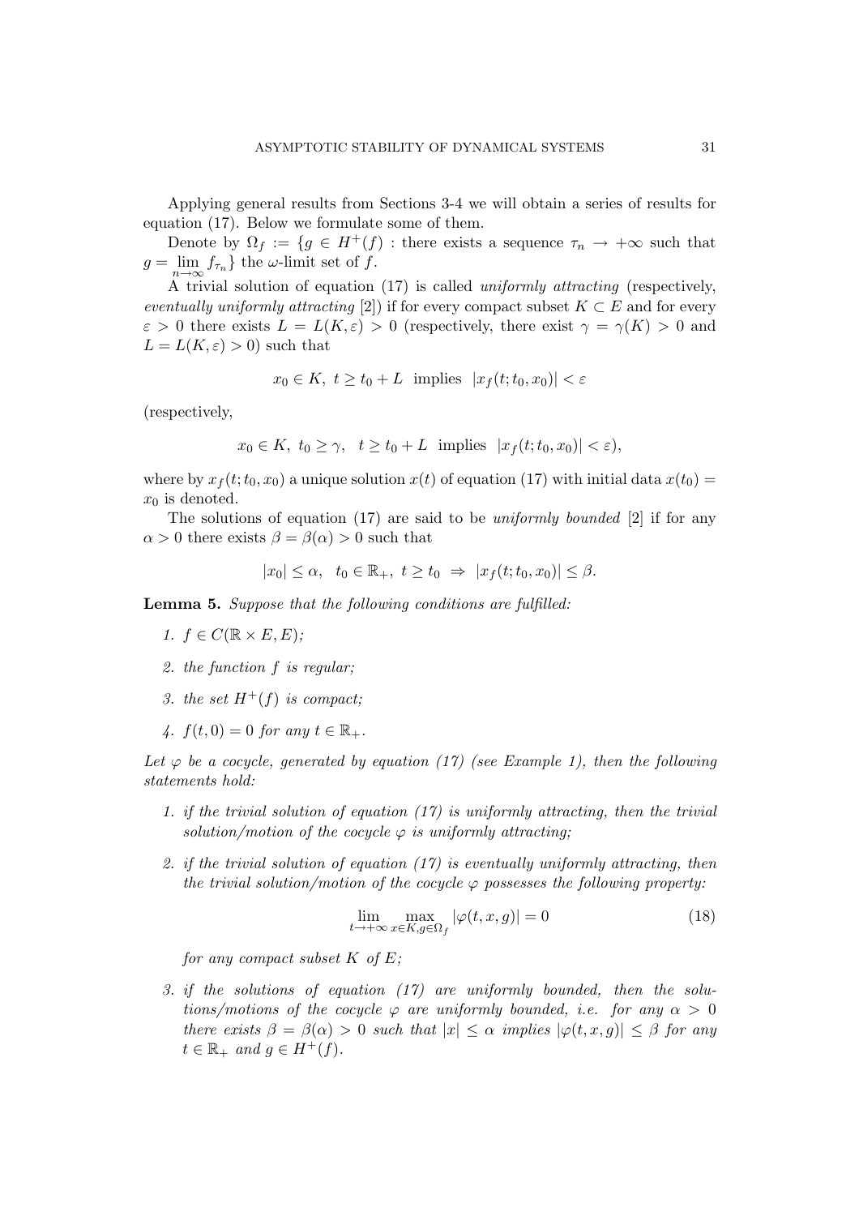Applying general results from Sections 3-4 we will obtain a series of results for equation (17). Below we formulate some of them.

Denote by $\Omega_f := \{g \in H^+(f)$ : there exists a sequence $\tau_n \to +\infty$ such that $g = \lim_{n\to\infty} f_{\tau_n}\}$ the $\omega$-limit set of $f$.

A trivial solution of equation (17) is called *uniformly attracting* (respectively, *eventually uniformly attracting* [2]) if for every compact subset $K \subset E$ and for every $\varepsilon > 0$ there exists $L = L(K, \varepsilon) > 0$ (respectively, there exist $\gamma = \gamma(K) > 0$ and $L = L(K, \varepsilon) > 0$) such that

$$x_0 \in K,\ t \geq t_0 + L \ \text{ implies } \ |x_f(t; t_0, x_0)| < \varepsilon$$

(respectively,

$$x_0 \in K,\ t_0 \geq \gamma, \ \ t \geq t_0 + L \ \text{ implies } \ |x_f(t; t_0, x_0)| < \varepsilon),$$

where by $x_f(t; t_0, x_0)$ a unique solution $x(t)$ of equation (17) with initial data $x(t_0) = x_0$ is denoted.

The solutions of equation (17) are said to be *uniformly bounded* [2] if for any $\alpha > 0$ there exists $\beta = \beta(\alpha) > 0$ such that

$$|x_0| \leq \alpha, \ \ t_0 \in \mathbb{R}_+,\ t \geq t_0 \ \Rightarrow \ |x_f(t; t_0, x_0)| \leq \beta.$$

**Lemma 5.** *Suppose that the following conditions are fulfilled:*

1. *$f \in C(\mathbb{R} \times E, E)$;*
2. *the function $f$ is regular;*
3. *the set $H^+(f)$ is compact;*
4. *$f(t, 0) = 0$ for any $t \in \mathbb{R}_+$.*

*Let $\varphi$ be a cocycle, generated by equation (17) (see Example 1), then the following statements hold:*

1. *if the trivial solution of equation (17) is uniformly attracting, then the trivial solution/motion of the cocycle $\varphi$ is uniformly attracting;*
2. *if the trivial solution of equation (17) is eventually uniformly attracting, then the trivial solution/motion of the cocycle $\varphi$ possesses the following property:*

$$\lim_{t\to+\infty} \max_{x\in K, g\in\Omega_f} |\varphi(t, x, g)| = 0 \tag{18}$$

   *for any compact subset $K$ of $E$;*

3. *if the solutions of equation (17) are uniformly bounded, then the solutions/motions of the cocycle $\varphi$ are uniformly bounded, i.e. for any $\alpha > 0$ there exists $\beta = \beta(\alpha) > 0$ such that $|x| \leq \alpha$ implies $|\varphi(t, x, g)| \leq \beta$ for any $t \in \mathbb{R}_+$ and $g \in H^+(f)$.*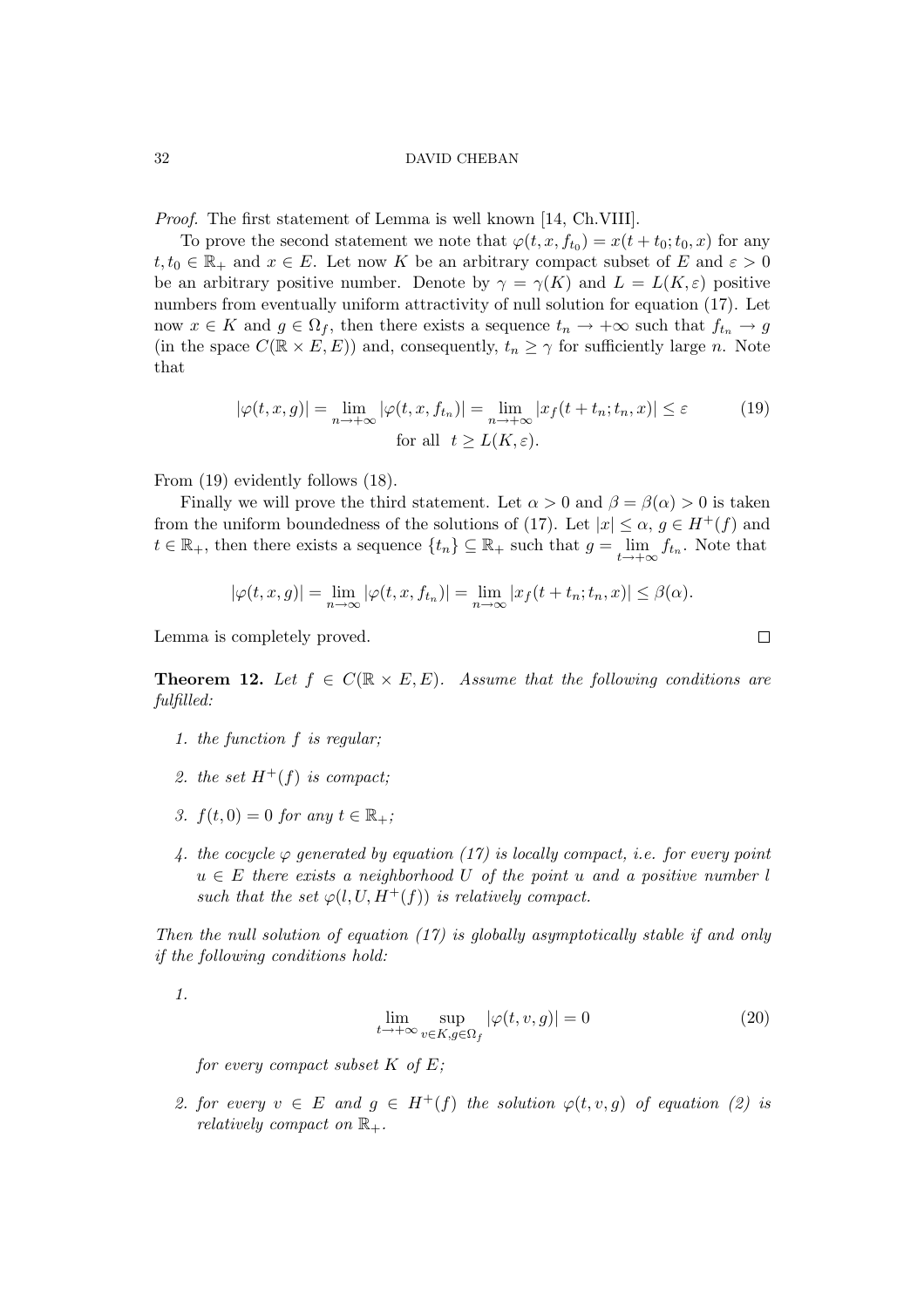*Proof.* The first statement of Lemma is well known [14, Ch.VIII].

To prove the second statement we note that $\varphi(t,x,f_{t_0}) = x(t+t_0;t_0,x)$ for any $t,t_0 \in \mathbb{R}_+$ and $x \in E$. Let now $K$ be an arbitrary compact subset of $E$ and $\varepsilon > 0$ be an arbitrary positive number. Denote by $\gamma = \gamma(K)$ and $L = L(K,\varepsilon)$ positive numbers from eventually uniform attractivity of null solution for equation (17). Let now $x \in K$ and $g \in \Omega_f$, then there exists a sequence $t_n \to +\infty$ such that $f_{t_n} \to g$ (in the space $C(\mathbb{R} \times E, E)$) and, consequently, $t_n \geq \gamma$ for sufficiently large $n$. Note that

$$|\varphi(t,x,g)| = \lim_{n\to+\infty} |\varphi(t,x,f_{t_n})| = \lim_{n\to+\infty} |x_f(t+t_n;t_n,x)| \leq \varepsilon \tag{19}$$
$$\text{for all } \ t \geq L(K,\varepsilon).$$

From (19) evidently follows (18).

Finally we will prove the third statement. Let $\alpha > 0$ and $\beta = \beta(\alpha) > 0$ is taken from the uniform boundedness of the solutions of (17). Let $|x| \leq \alpha$, $g \in H^+(f)$ and $t \in \mathbb{R}_+$, then there exists a sequence $\{t_n\} \subseteq \mathbb{R}_+$ such that $g = \lim_{t\to+\infty} f_{t_n}$. Note that

$$|\varphi(t,x,g)| = \lim_{n\to\infty} |\varphi(t,x,f_{t_n})| = \lim_{n\to\infty} |x_f(t+t_n;t_n,x)| \leq \beta(\alpha).$$

Lemma is completely proved. $\square$

**Theorem 12.** *Let $f \in C(\mathbb{R} \times E, E)$. Assume that the following conditions are fulfilled:*

1. *the function $f$ is regular;*
2. *the set $H^+(f)$ is compact;*
3. *$f(t,0) = 0$ for any $t \in \mathbb{R}_+$;*
4. *the cocycle $\varphi$ generated by equation (17) is locally compact, i.e. for every point $u \in E$ there exists a neighborhood $U$ of the point $u$ and a positive number $l$ such that the set $\varphi(l,U,H^+(f))$ is relatively compact.*

*Then the null solution of equation (17) is globally asymptotically stable if and only if the following conditions hold:*

1. $$\lim_{t\to+\infty} \sup_{v\in K, g\in\Omega_f} |\varphi(t,v,g)| = 0 \tag{20}$$
   *for every compact subset $K$ of $E$;*
2. *for every $v \in E$ and $g \in H^+(f)$ the solution $\varphi(t,v,g)$ of equation (2) is relatively compact on $\mathbb{R}_+$.*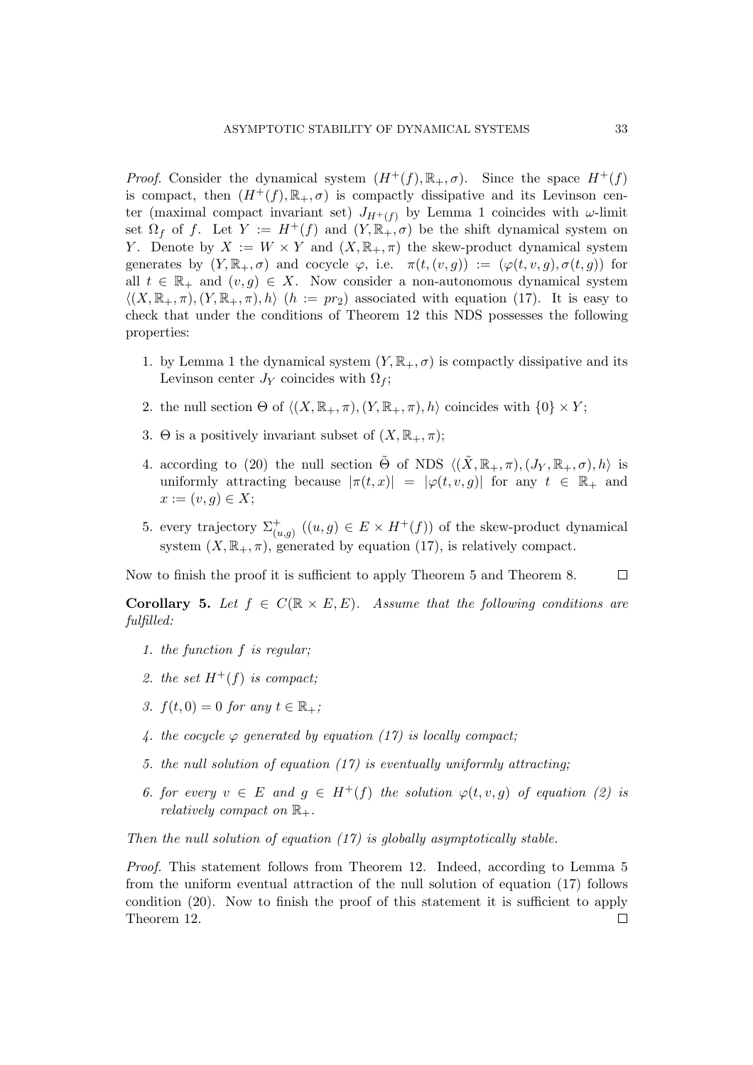*Proof.* Consider the dynamical system $(H^+(f), \mathbb{R}_+, \sigma)$. Since the space $H^+(f)$ is compact, then $(H^+(f), \mathbb{R}_+, \sigma)$ is compactly dissipative and its Levinson center (maximal compact invariant set) $J_{H^+(f)}$ by Lemma 1 coincides with $\omega$-limit set $\Omega_f$ of $f$. Let $Y := H^+(f)$ and $(Y, \mathbb{R}_+, \sigma)$ be the shift dynamical system on $Y$. Denote by $X := W \times Y$ and $(X, \mathbb{R}_+, \pi)$ the skew-product dynamical system generates by $(Y, \mathbb{R}_+, \sigma)$ and cocycle $\varphi$, i.e. $\pi(t, (v, g)) := (\varphi(t, v, g), \sigma(t, g))$ for all $t \in \mathbb{R}_+$ and $(v, g) \in X$. Now consider a non-autonomous dynamical system $\langle (X, \mathbb{R}_+, \pi), (Y, \mathbb{R}_+, \pi), h \rangle$ $(h := pr_2)$ associated with equation (17). It is easy to check that under the conditions of Theorem 12 this NDS possesses the following properties:

1. by Lemma 1 the dynamical system $(Y, \mathbb{R}_+, \sigma)$ is compactly dissipative and its Levinson center $J_Y$ coincides with $\Omega_f$;
2. the null section $\Theta$ of $\langle (X, \mathbb{R}_+, \pi), (Y, \mathbb{R}_+, \pi), h \rangle$ coincides with $\{0\} \times Y$;
3. $\Theta$ is a positively invariant subset of $(X, \mathbb{R}_+, \pi)$;
4. according to (20) the null section $\tilde{\Theta}$ of NDS $\langle (\tilde{X}, \mathbb{R}_+, \pi), (J_Y, \mathbb{R}_+, \sigma), h \rangle$ is uniformly attracting because $|\pi(t, x)| = |\varphi(t, v, g)|$ for any $t \in \mathbb{R}_+$ and $x := (v, g) \in X$;
5. every trajectory $\Sigma^+_{(u,g)}$ $((u, g) \in E \times H^+(f))$ of the skew-product dynamical system $(X, \mathbb{R}_+, \pi)$, generated by equation (17), is relatively compact.

Now to finish the proof it is sufficient to apply Theorem 5 and Theorem 8. □

**Corollary 5.** *Let $f \in C(\mathbb{R} \times E, E)$. Assume that the following conditions are fulfilled:*

1. *the function $f$ is regular;*
2. *the set $H^+(f)$ is compact;*
3. *$f(t, 0) = 0$ for any $t \in \mathbb{R}_+$;*
4. *the cocycle $\varphi$ generated by equation (17) is locally compact;*
5. *the null solution of equation (17) is eventually uniformly attracting;*
6. *for every $v \in E$ and $g \in H^+(f)$ the solution $\varphi(t, v, g)$ of equation (2) is relatively compact on $\mathbb{R}_+$.*

*Then the null solution of equation (17) is globally asymptotically stable.*

*Proof.* This statement follows from Theorem 12. Indeed, according to Lemma 5 from the uniform eventual attraction of the null solution of equation (17) follows condition (20). Now to finish the proof of this statement it is sufficient to apply Theorem 12. □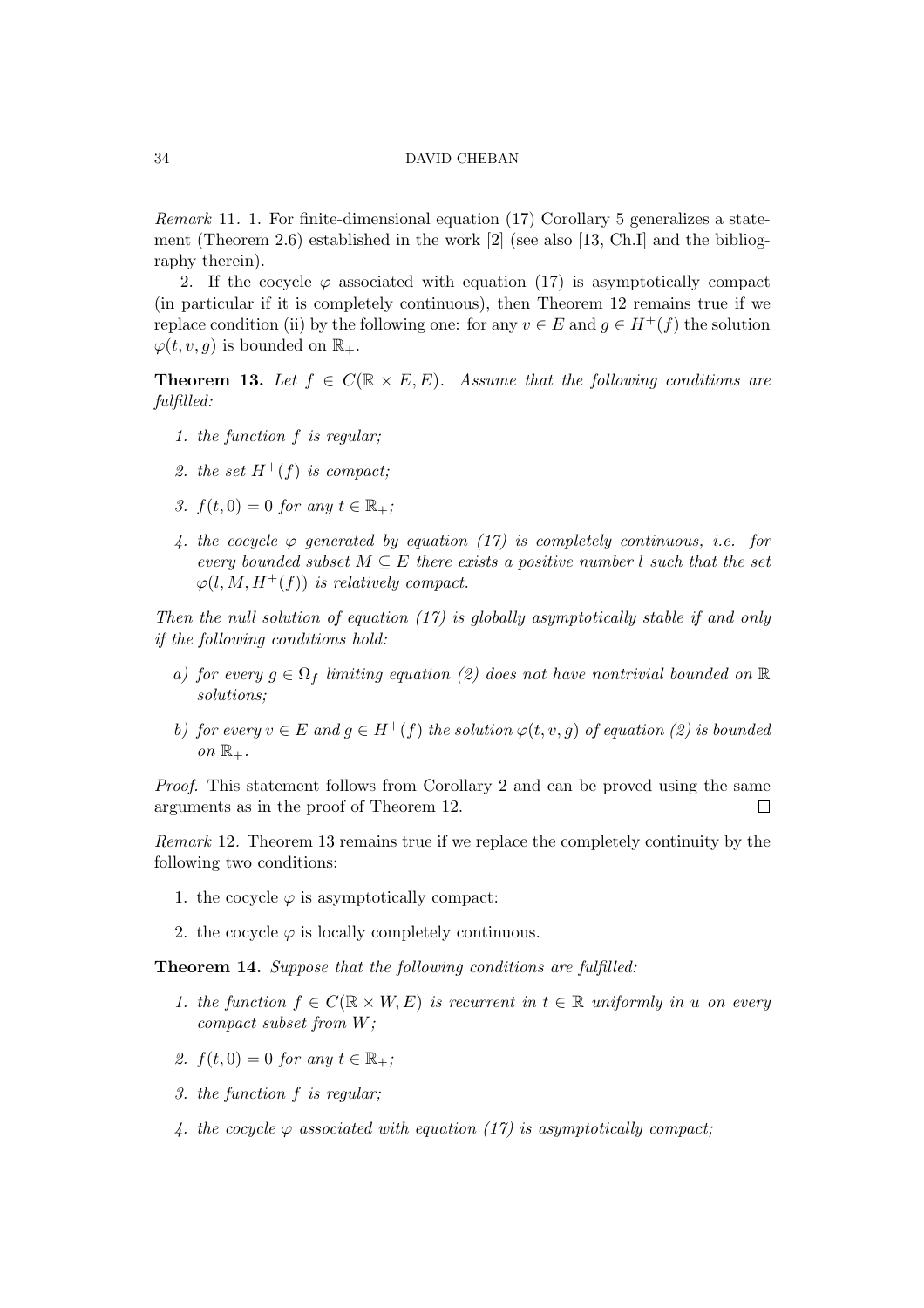*Remark* 11. 1. For finite-dimensional equation (17) Corollary 5 generalizes a statement (Theorem 2.6) established in the work [2] (see also [13, Ch.I] and the bibliography therein).

2. If the cocycle $\varphi$ associated with equation (17) is asymptotically compact (in particular if it is completely continuous), then Theorem 12 remains true if we replace condition (ii) by the following one: for any $v \in E$ and $g \in H^+(f)$ the solution $\varphi(t, v, g)$ is bounded on $\mathbb{R}_+$.

**Theorem 13.** *Let $f \in C(\mathbb{R} \times E, E)$. Assume that the following conditions are fulfilled:*

1. *the function $f$ is regular;*
2. *the set $H^+(f)$ is compact;*
3. *$f(t, 0) = 0$ for any $t \in \mathbb{R}_+$;*
4. *the cocycle $\varphi$ generated by equation (17) is completely continuous, i.e. for every bounded subset $M \subseteq E$ there exists a positive number $l$ such that the set $\varphi(l, M, H^+(f))$ is relatively compact.*

*Then the null solution of equation (17) is globally asymptotically stable if and only if the following conditions hold:*

- *a) for every $g \in \Omega_f$ limiting equation (2) does not have nontrivial bounded on $\mathbb{R}$ solutions;*
- *b) for every $v \in E$ and $g \in H^+(f)$ the solution $\varphi(t, v, g)$ of equation (2) is bounded on $\mathbb{R}_+$.*

*Proof.* This statement follows from Corollary 2 and can be proved using the same arguments as in the proof of Theorem 12. $\square$

*Remark* 12. Theorem 13 remains true if we replace the completely continuity by the following two conditions:

1. the cocycle $\varphi$ is asymptotically compact:
2. the cocycle $\varphi$ is locally completely continuous.

**Theorem 14.** *Suppose that the following conditions are fulfilled:*

1. *the function $f \in C(\mathbb{R} \times W, E)$ is recurrent in $t \in \mathbb{R}$ uniformly in $u$ on every compact subset from $W$;*
2. *$f(t, 0) = 0$ for any $t \in \mathbb{R}_+$;*
3. *the function $f$ is regular;*
4. *the cocycle $\varphi$ associated with equation (17) is asymptotically compact;*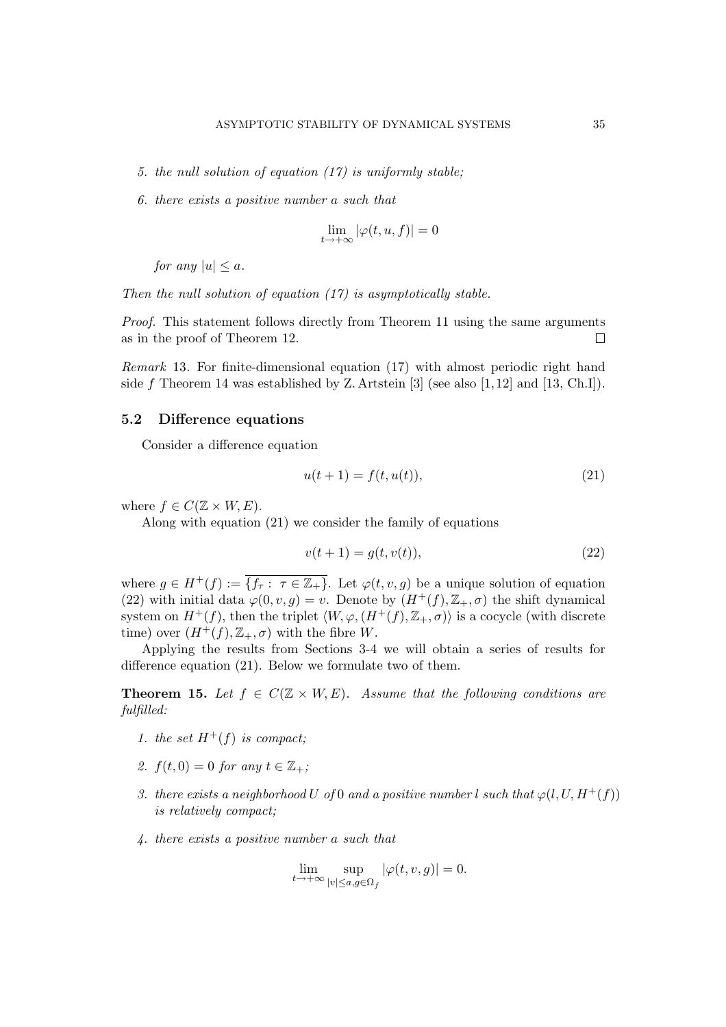5. *the null solution of equation (17) is uniformly stable;*

6. *there exists a positive number $a$ such that*

$$\lim_{t\to+\infty} |\varphi(t,u,f)| = 0$$

*for any $|u| \le a$.*

*Then the null solution of equation (17) is asymptotically stable.*

*Proof.* This statement follows directly from Theorem 11 using the same arguments as in the proof of Theorem 12. □

*Remark* 13. For finite-dimensional equation (17) with almost periodic right hand side $f$ Theorem 14 was established by Z. Artstein [3] (see also [1, 12] and [13, Ch.I]).

### 5.2 Difference equations

Consider a difference equation

$$u(t+1) = f(t, u(t)), \tag{21}$$

where $f \in C(\mathbb{Z} \times W, E)$.

Along with equation (21) we consider the family of equations

$$v(t+1) = g(t, v(t)), \tag{22}$$

where $g \in H^+(f) := \overline{\{f_\tau : \tau \in \mathbb{Z}_+\}}$. Let $\varphi(t, v, g)$ be a unique solution of equation (22) with initial data $\varphi(0, v, g) = v$. Denote by $(H^+(f), \mathbb{Z}_+, \sigma)$ the shift dynamical system on $H^+(f)$, then the triplet $\langle W, \varphi, (H^+(f), \mathbb{Z}_+, \sigma)\rangle$ is a cocycle (with discrete time) over $(H^+(f), \mathbb{Z}_+, \sigma)$ with the fibre $W$.

Applying the results from Sections 3-4 we will obtain a series of results for difference equation (21). Below we formulate two of them.

**Theorem 15.** *Let $f \in C(\mathbb{Z} \times W, E)$. Assume that the following conditions are fulfilled:*

1. *the set $H^+(f)$ is compact;*

2. *$f(t, 0) = 0$ for any $t \in \mathbb{Z}_+$;*

3. *there exists a neighborhood $U$ of $0$ and a positive number $l$ such that $\varphi(l, U, H^+(f))$ is relatively compact;*

4. *there exists a positive number $a$ such that*

$$\lim_{t\to+\infty} \sup_{|v|\le a, g\in\Omega_f} |\varphi(t, v, g)| = 0.$$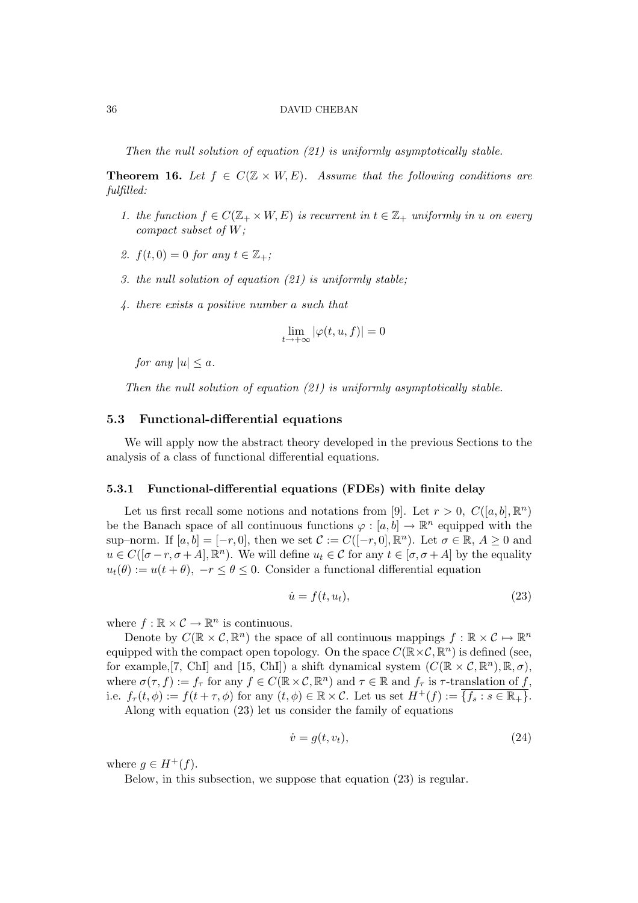*Then the null solution of equation (21) is uniformly asymptotically stable.*

**Theorem 16.** *Let $f \in C(\mathbb{Z} \times W, E)$. Assume that the following conditions are fulfilled:*

1. *the function $f \in C(\mathbb{Z}_+ \times W, E)$ is recurrent in $t \in \mathbb{Z}_+$ uniformly in $u$ on every compact subset of $W$;*
2. *$f(t, 0) = 0$ for any $t \in \mathbb{Z}_+$;*
3. *the null solution of equation (21) is uniformly stable;*
4. *there exists a positive number $a$ such that*

$$\lim_{t \to +\infty} |\varphi(t, u, f)| = 0$$

*for any $|u| \le a$.*

*Then the null solution of equation (21) is uniformly asymptotically stable.*

### 5.3 Functional-differential equations

We will apply now the abstract theory developed in the previous Sections to the analysis of a class of functional differential equations.

#### 5.3.1 Functional-differential equations (FDEs) with finite delay

Let us first recall some notions and notations from [9]. Let $r > 0$, $C([a, b], \mathbb{R}^n)$ be the Banach space of all continuous functions $\varphi : [a, b] \to \mathbb{R}^n$ equipped with the sup–norm. If $[a, b] = [-r, 0]$, then we set $\mathcal{C} := C([-r, 0], \mathbb{R}^n)$. Let $\sigma \in \mathbb{R}$, $A \ge 0$ and $u \in C([\sigma - r, \sigma + A], \mathbb{R}^n)$. We will define $u_t \in \mathcal{C}$ for any $t \in [\sigma, \sigma + A]$ by the equality $u_t(\theta) := u(t + \theta)$, $-r \le \theta \le 0$. Consider a functional differential equation

$$\dot{u} = f(t, u_t), \tag{23}$$

where $f : \mathbb{R} \times \mathcal{C} \to \mathbb{R}^n$ is continuous.

Denote by $C(\mathbb{R} \times \mathcal{C}, \mathbb{R}^n)$ the space of all continuous mappings $f : \mathbb{R} \times \mathcal{C} \mapsto \mathbb{R}^n$ equipped with the compact open topology. On the space $C(\mathbb{R} \times \mathcal{C}, \mathbb{R}^n)$ is defined (see, for example,[7, ChI] and [15, ChI]) a shift dynamical system $(C(\mathbb{R} \times \mathcal{C}, \mathbb{R}^n), \mathbb{R}, \sigma)$, where $\sigma(\tau, f) := f_\tau$ for any $f \in C(\mathbb{R} \times \mathcal{C}, \mathbb{R}^n)$ and $\tau \in \mathbb{R}$ and $f_\tau$ is $\tau$-translation of $f$, i.e. $f_\tau(t, \phi) := f(t + \tau, \phi)$ for any $(t, \phi) \in \mathbb{R} \times \mathcal{C}$. Let us set $H^+(f) := \overline{\{f_s : s \in \mathbb{R}_+\}}$.

Along with equation (23) let us consider the family of equations

$$\dot{v} = g(t, v_t), \tag{24}$$

where $g \in H^+(f)$.

Below, in this subsection, we suppose that equation (23) is regular.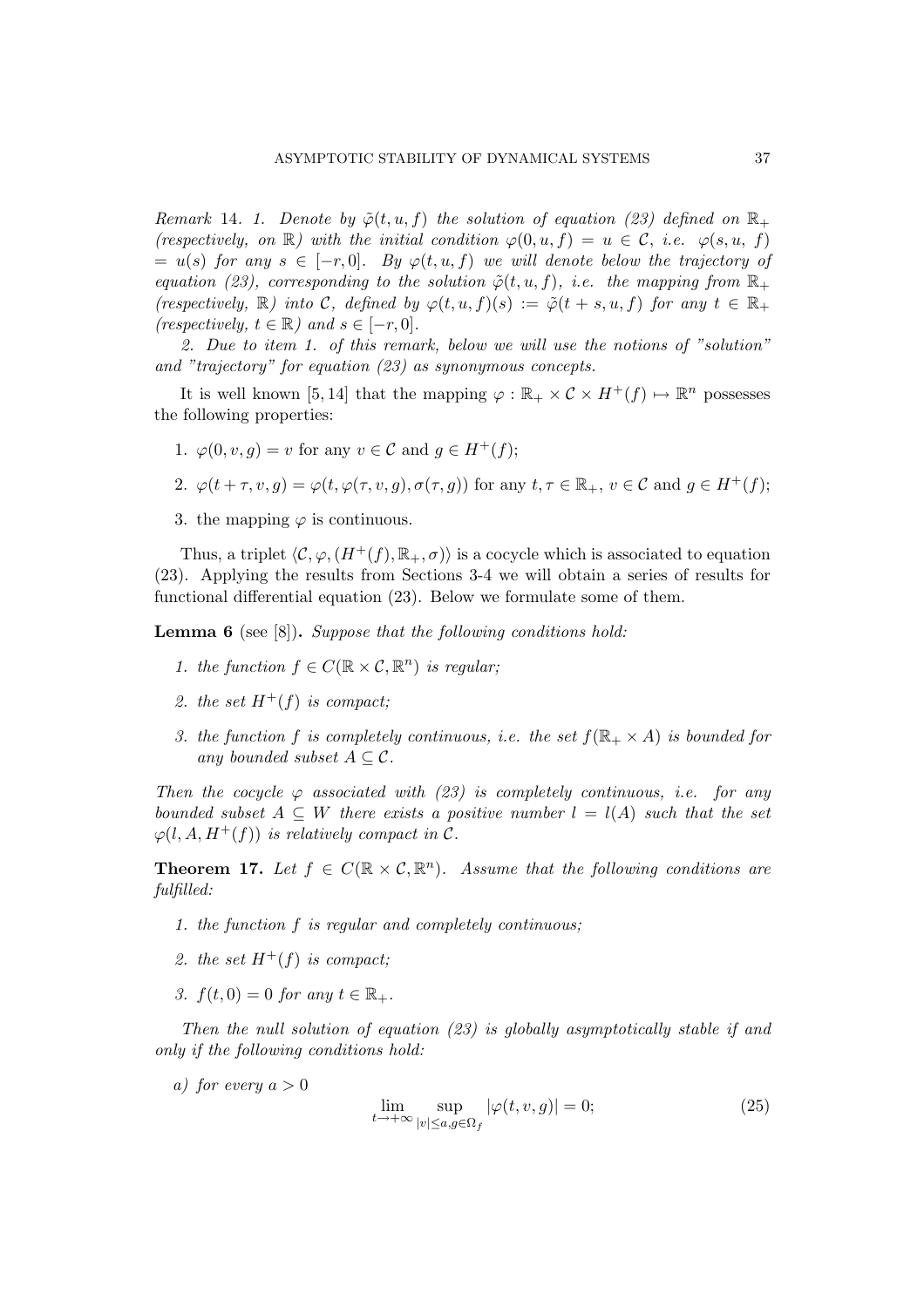*Remark 14.* *1. Denote by $\tilde{\varphi}(t,u,f)$ the solution of equation (23) defined on $\mathbb{R}_+$ (respectively, on $\mathbb{R}$) with the initial condition $\varphi(0,u,f) = u \in \mathcal{C}$, i.e. $\varphi(s,u,\ f) = u(s)$ for any $s \in [-r,0]$. By $\varphi(t,u,f)$ we will denote below the trajectory of equation (23), corresponding to the solution $\tilde{\varphi}(t,u,f)$, i.e. the mapping from $\mathbb{R}_+$ (respectively, $\mathbb{R}$) into $\mathcal{C}$, defined by $\varphi(t,u,f)(s) := \tilde{\varphi}(t+s,u,f)$ for any $t \in \mathbb{R}_+$ (respectively, $t \in \mathbb{R}$) and $s \in [-r,0]$.*

*2. Due to item 1. of this remark, below we will use the notions of "solution" and "trajectory" for equation (23) as synonymous concepts.*

It is well known [5, 14] that the mapping $\varphi : \mathbb{R}_+ \times \mathcal{C} \times H^+(f) \mapsto \mathbb{R}^n$ possesses the following properties:

1. $\varphi(0,v,g) = v$ for any $v \in \mathcal{C}$ and $g \in H^+(f)$;
2. $\varphi(t+\tau,v,g) = \varphi(t,\varphi(\tau,v,g),\sigma(\tau,g))$ for any $t,\tau \in \mathbb{R}_+$, $v \in \mathcal{C}$ and $g \in H^+(f)$;
3. the mapping $\varphi$ is continuous.

Thus, a triplet $\langle \mathcal{C},\varphi,(H^+(f),\mathbb{R}_+,\sigma)\rangle$ is a cocycle which is associated to equation (23). Applying the results from Sections 3-4 we will obtain a series of results for functional differential equation (23). Below we formulate some of them.

**Lemma 6** (see [8])**.** *Suppose that the following conditions hold:*

1. *the function $f \in C(\mathbb{R} \times \mathcal{C},\mathbb{R}^n)$ is regular;*
2. *the set $H^+(f)$ is compact;*
3. *the function $f$ is completely continuous, i.e. the set $f(\mathbb{R}_+ \times A)$ is bounded for any bounded subset $A \subseteq \mathcal{C}$.*

*Then the cocycle $\varphi$ associated with (23) is completely continuous, i.e. for any bounded subset $A \subseteq W$ there exists a positive number $l = l(A)$ such that the set $\varphi(l,A,H^+(f))$ is relatively compact in $\mathcal{C}$.*

**Theorem 17.** *Let $f \in C(\mathbb{R} \times \mathcal{C},\mathbb{R}^n)$. Assume that the following conditions are fulfilled:*

1. *the function $f$ is regular and completely continuous;*
2. *the set $H^+(f)$ is compact;*
3. *$f(t,0) = 0$ for any $t \in \mathbb{R}_+$.*

*Then the null solution of equation (23) is globally asymptotically stable if and only if the following conditions hold:*

*a) for every $a > 0$*

$$\lim_{t\to+\infty} \sup_{|v|\le a, g\in\Omega_f} |\varphi(t,v,g)| = 0; \tag{25}$$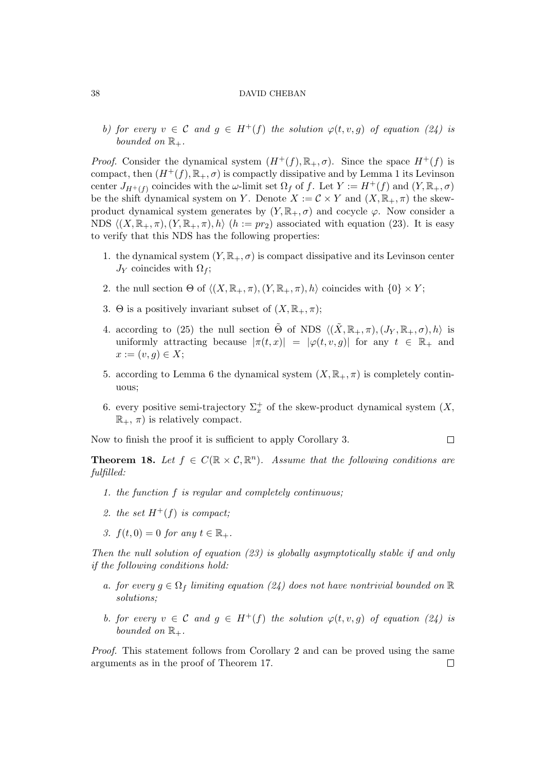*b) for every $v \in \mathcal{C}$ and $g \in H^+(f)$ the solution $\varphi(t,v,g)$ of equation (24) is bounded on $\mathbb{R}_+$.*

*Proof.* Consider the dynamical system $(H^+(f), \mathbb{R}_+, \sigma)$. Since the space $H^+(f)$ is compact, then $(H^+(f), \mathbb{R}_+, \sigma)$ is compactly dissipative and by Lemma 1 its Levinson center $J_{H^+(f)}$ coincides with the $\omega$-limit set $\Omega_f$ of $f$. Let $Y := H^+(f)$ and $(Y, \mathbb{R}_+, \sigma)$ be the shift dynamical system on $Y$. Denote $X := \mathcal{C} \times Y$ and $(X, \mathbb{R}_+, \pi)$ the skew-product dynamical system generates by $(Y, \mathbb{R}_+, \sigma)$ and cocycle $\varphi$. Now consider a NDS $\langle (X, \mathbb{R}_+, \pi), (Y, \mathbb{R}_+, \pi), h \rangle$ ($h := pr_2$) associated with equation (23). It is easy to verify that this NDS has the following properties:

1. the dynamical system $(Y, \mathbb{R}_+, \sigma)$ is compact dissipative and its Levinson center $J_Y$ coincides with $\Omega_f$;
2. the null section $\Theta$ of $\langle (X, \mathbb{R}_+, \pi), (Y, \mathbb{R}_+, \pi), h \rangle$ coincides with $\{0\} \times Y$;
3. $\Theta$ is a positively invariant subset of $(X, \mathbb{R}_+, \pi)$;
4. according to (25) the null section $\tilde{\Theta}$ of NDS $\langle (\tilde{X}, \mathbb{R}_+, \pi), (J_Y, \mathbb{R}_+, \sigma), h \rangle$ is uniformly attracting because $|\pi(t,x)| = |\varphi(t,v,g)|$ for any $t \in \mathbb{R}_+$ and $x := (v,g) \in X$;
5. according to Lemma 6 the dynamical system $(X, \mathbb{R}_+, \pi)$ is completely continuous;
6. every positive semi-trajectory $\Sigma_x^+$ of the skew-product dynamical system $(X, \mathbb{R}_+, \pi)$ is relatively compact.

Now to finish the proof it is sufficient to apply Corollary 3. $\square$

**Theorem 18.** *Let $f \in C(\mathbb{R} \times \mathcal{C}, \mathbb{R}^n)$. Assume that the following conditions are fulfilled:*

1. *the function $f$ is regular and completely continuous;*
2. *the set $H^+(f)$ is compact;*
3. *$f(t,0) = 0$ for any $t \in \mathbb{R}_+$.*

*Then the null solution of equation (23) is globally asymptotically stable if and only if the following conditions hold:*

a. *for every $g \in \Omega_f$ limiting equation (24) does not have nontrivial bounded on $\mathbb{R}$ solutions;*

b. *for every $v \in \mathcal{C}$ and $g \in H^+(f)$ the solution $\varphi(t,v,g)$ of equation (24) is bounded on $\mathbb{R}_+$.*

*Proof.* This statement follows from Corollary 2 and can be proved using the same arguments as in the proof of Theorem 17. $\square$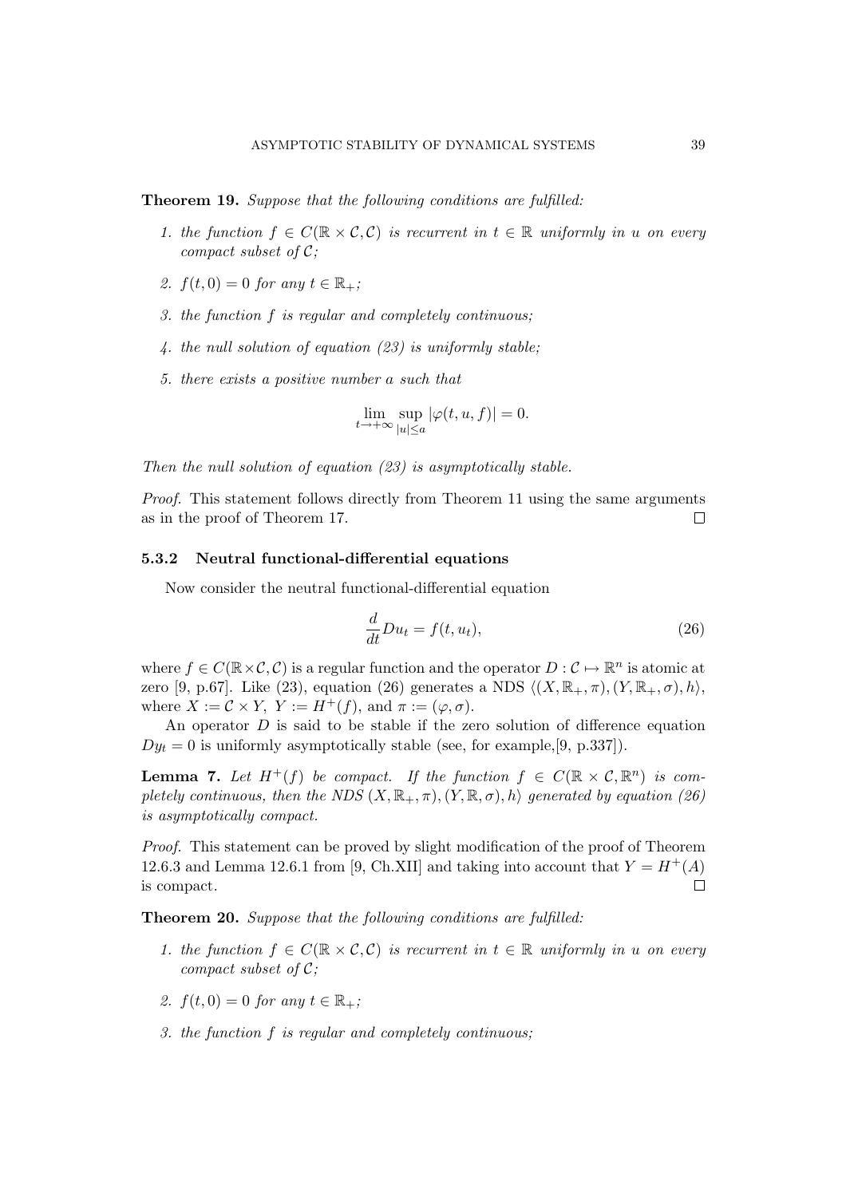**Theorem 19.** *Suppose that the following conditions are fulfilled:*

1. *the function $f \in C(\mathbb{R} \times \mathcal{C}, \mathcal{C})$ is recurrent in $t \in \mathbb{R}$ uniformly in $u$ on every compact subset of $\mathcal{C}$;*
2. *$f(t, 0) = 0$ for any $t \in \mathbb{R}_+$;*
3. *the function $f$ is regular and completely continuous;*
4. *the null solution of equation (23) is uniformly stable;*
5. *there exists a positive number $a$ such that*

$$\lim_{t \to +\infty} \sup_{|u| \le a} |\varphi(t, u, f)| = 0.$$

*Then the null solution of equation (23) is asymptotically stable.*

*Proof.* This statement follows directly from Theorem 11 using the same arguments as in the proof of Theorem 17. □

### 5.3.2 Neutral functional-differential equations

Now consider the neutral functional-differential equation

$$\frac{d}{dt} D u_t = f(t, u_t), \tag{26}$$

where $f \in C(\mathbb{R} \times \mathcal{C}, \mathcal{C})$ is a regular function and the operator $D : \mathcal{C} \mapsto \mathbb{R}^n$ is atomic at zero [9, p.67]. Like (23), equation (26) generates a NDS $\langle (X, \mathbb{R}_+, \pi), (Y, \mathbb{R}_+, \sigma), h \rangle$, where $X := \mathcal{C} \times Y$, $Y := H^+(f)$, and $\pi := (\varphi, \sigma)$.

An operator $D$ is said to be stable if the zero solution of difference equation $D y_t = 0$ is uniformly asymptotically stable (see, for example,[9, p.337]).

**Lemma 7.** *Let $H^+(f)$ be compact. If the function $f \in C(\mathbb{R} \times \mathcal{C}, \mathbb{R}^n)$ is completely continuous, then the NDS $(X, \mathbb{R}_+, \pi), (Y, \mathbb{R}, \sigma), h\rangle$ generated by equation (26) is asymptotically compact.*

*Proof.* This statement can be proved by slight modification of the proof of Theorem 12.6.3 and Lemma 12.6.1 from [9, Ch.XII] and taking into account that $Y = H^+(A)$ is compact. □

**Theorem 20.** *Suppose that the following conditions are fulfilled:*

1. *the function $f \in C(\mathbb{R} \times \mathcal{C}, \mathcal{C})$ is recurrent in $t \in \mathbb{R}$ uniformly in $u$ on every compact subset of $\mathcal{C}$;*
2. *$f(t, 0) = 0$ for any $t \in \mathbb{R}_+$;*
3. *the function $f$ is regular and completely continuous;*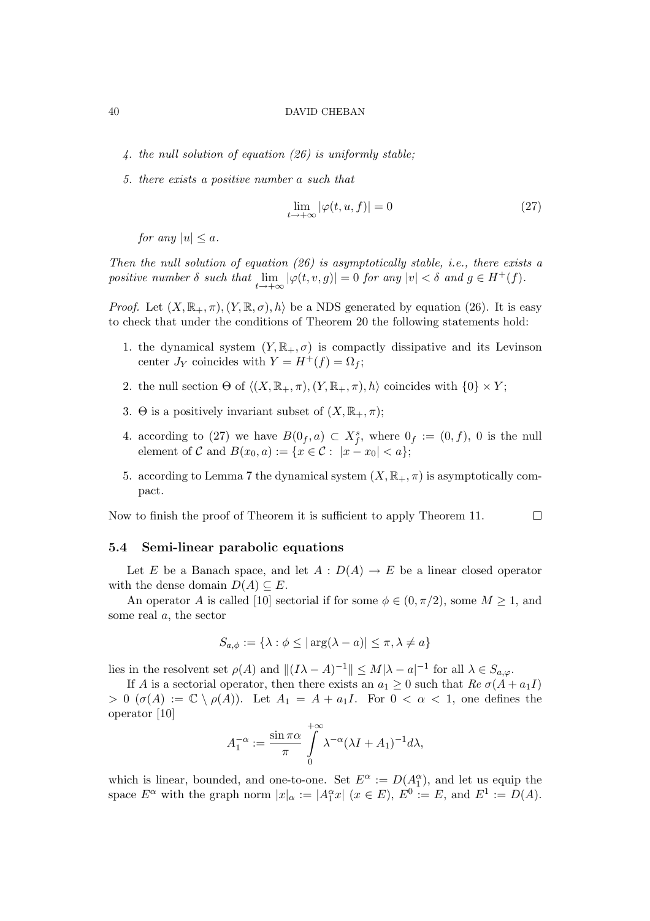4. *the null solution of equation (26) is uniformly stable;*

5. *there exists a positive number $a$ such that*

$$\lim_{t\to+\infty} |\varphi(t,u,f)| = 0 \tag{27}$$

*for any $|u| \le a$.*

*Then the null solution of equation (26) is asymptotically stable, i.e., there exists a positive number $\delta$ such that $\lim\limits_{t\to+\infty} |\varphi(t,v,g)| = 0$ for any $|v| < \delta$ and $g \in H^+(f)$.*

*Proof.* Let $\langle (X,\mathbb{R}_+,\pi),(Y,\mathbb{R},\sigma),h\rangle$ be a NDS generated by equation (26). It is easy to check that under the conditions of Theorem 20 the following statements hold:

1. the dynamical system $(Y,\mathbb{R}_+,\sigma)$ is compactly dissipative and its Levinson center $J_Y$ coincides with $Y = H^+(f) = \Omega_f$;

2. the null section $\Theta$ of $\langle (X,\mathbb{R}_+,\pi),(Y,\mathbb{R}_+,\pi),h\rangle$ coincides with $\{0\}\times Y$;

3. $\Theta$ is a positively invariant subset of $(X,\mathbb{R}_+,\pi)$;

4. according to (27) we have $B(0_f,a) \subset X^s_f$, where $0_f := (0,f)$, $0$ is the null element of $\mathcal{C}$ and $B(x_0,a) := \{x \in \mathcal{C} : \ |x - x_0| < a\}$;

5. according to Lemma 7 the dynamical system $(X,\mathbb{R}_+,\pi)$ is asymptotically compact.

Now to finish the proof of Theorem it is sufficient to apply Theorem 11. $\square$

### 5.4 Semi-linear parabolic equations

Let $E$ be a Banach space, and let $A : D(A) \to E$ be a linear closed operator with the dense domain $D(A) \subseteq E$.

An operator $A$ is called [10] sectorial if for some $\phi \in (0,\pi/2)$, some $M \ge 1$, and some real $a$, the sector

$$S_{a,\phi} := \{\lambda : \phi \le |\arg(\lambda - a)| \le \pi, \lambda \ne a\}$$

lies in the resolvent set $\rho(A)$ and $\|(I\lambda - A)^{-1}\| \le M|\lambda - a|^{-1}$ for all $\lambda \in S_{a,\varphi}$.

If $A$ is a sectorial operator, then there exists an $a_1 \ge 0$ such that $Re\ \sigma(A + a_1 I) > 0$ ($\sigma(A) := \mathbb{C} \setminus \rho(A)$). Let $A_1 = A + a_1 I$. For $0 < \alpha < 1$, one defines the operator [10]

$$A_1^{-\alpha} := \frac{\sin \pi\alpha}{\pi} \int\limits_0^{+\infty} \lambda^{-\alpha}(\lambda I + A_1)^{-1} d\lambda,$$

which is linear, bounded, and one-to-one. Set $E^\alpha := D(A_1^\alpha)$, and let us equip the space $E^\alpha$ with the graph norm $|x|_\alpha := |A_1^\alpha x|$ ($x \in E$), $E^0 := E$, and $E^1 := D(A)$.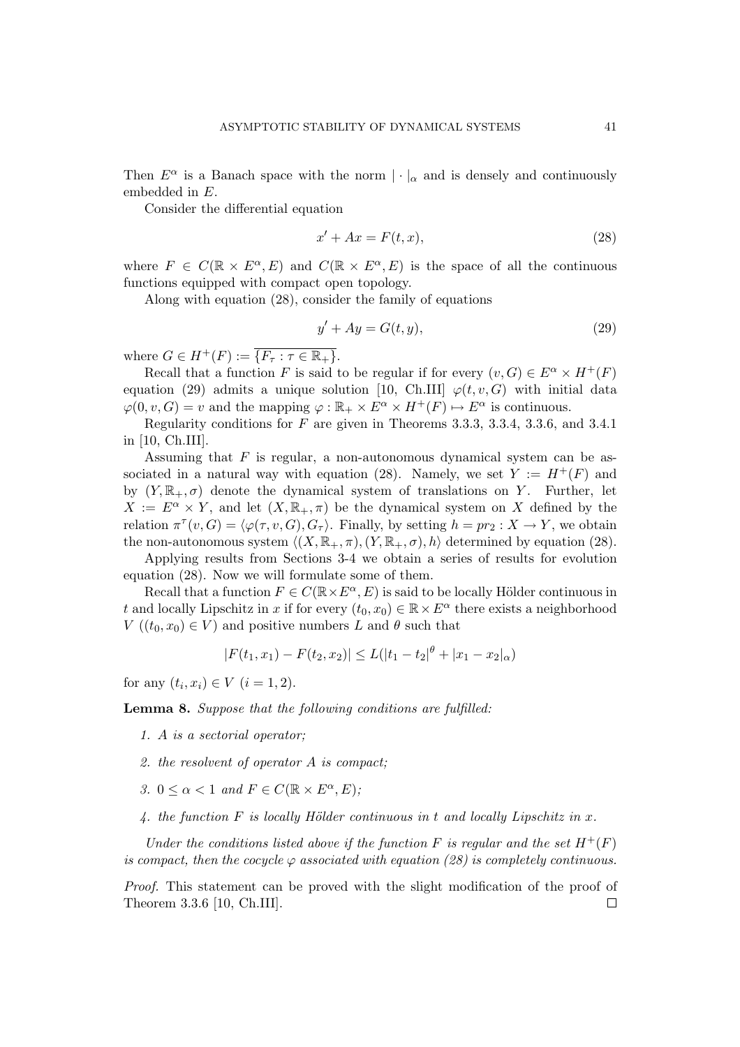Then $E^\alpha$ is a Banach space with the norm $|\cdot|_\alpha$ and is densely and continuously embedded in $E$.

Consider the differential equation

$$x' + Ax = F(t, x), \tag{28}$$

where $F \in C(\mathbb{R} \times E^\alpha, E)$ and $C(\mathbb{R} \times E^\alpha, E)$ is the space of all the continuous functions equipped with compact open topology.

Along with equation (28), consider the family of equations

$$y' + Ay = G(t, y), \tag{29}$$

where $G \in H^+(F) := \overline{\{F_\tau : \tau \in \mathbb{R}_+\}}$.

Recall that a function $F$ is said to be regular if for every $(v, G) \in E^\alpha \times H^+(F)$ equation (29) admits a unique solution [10, Ch.III] $\varphi(t, v, G)$ with initial data $\varphi(0, v, G) = v$ and the mapping $\varphi : \mathbb{R}_+ \times E^\alpha \times H^+(F) \mapsto E^\alpha$ is continuous.

Regularity conditions for $F$ are given in Theorems 3.3.3, 3.3.4, 3.3.6, and 3.4.1 in [10, Ch.III].

Assuming that $F$ is regular, a non-autonomous dynamical system can be associated in a natural way with equation (28). Namely, we set $Y := H^+(F)$ and by $(Y, \mathbb{R}_+, \sigma)$ denote the dynamical system of translations on $Y$. Further, let $X := E^\alpha \times Y$, and let $(X, \mathbb{R}_+, \pi)$ be the dynamical system on $X$ defined by the relation $\pi^\tau(v, G) = \langle \varphi(\tau, v, G), G_\tau \rangle$. Finally, by setting $h = pr_2 : X \to Y$, we obtain the non-autonomous system $\langle (X, \mathbb{R}_+, \pi), (Y, \mathbb{R}_+, \sigma), h \rangle$ determined by equation (28).

Applying results from Sections 3-4 we obtain a series of results for evolution equation (28). Now we will formulate some of them.

Recall that a function $F \in C(\mathbb{R} \times E^\alpha, E)$ is said to be locally Hölder continuous in $t$ and locally Lipschitz in $x$ if for every $(t_0, x_0) \in \mathbb{R} \times E^\alpha$ there exists a neighborhood $V$ $((t_0, x_0) \in V)$ and positive numbers $L$ and $\theta$ such that

$$|F(t_1, x_1) - F(t_2, x_2)| \leq L(|t_1 - t_2|^\theta + |x_1 - x_2|_\alpha)$$

for any $(t_i, x_i) \in V$ $(i = 1, 2)$.

**Lemma 8.** *Suppose that the following conditions are fulfilled:*

1. *$A$ is a sectorial operator;*
2. *the resolvent of operator $A$ is compact;*
3. *$0 \leq \alpha < 1$ and $F \in C(\mathbb{R} \times E^\alpha, E)$;*
4. *the function $F$ is locally Hölder continuous in $t$ and locally Lipschitz in $x$.*

*Under the conditions listed above if the function $F$ is regular and the set $H^+(F)$ is compact, then the cocycle $\varphi$ associated with equation (28) is completely continuous.*

*Proof.* This statement can be proved with the slight modification of the proof of Theorem 3.3.6 [10, Ch.III]. $\square$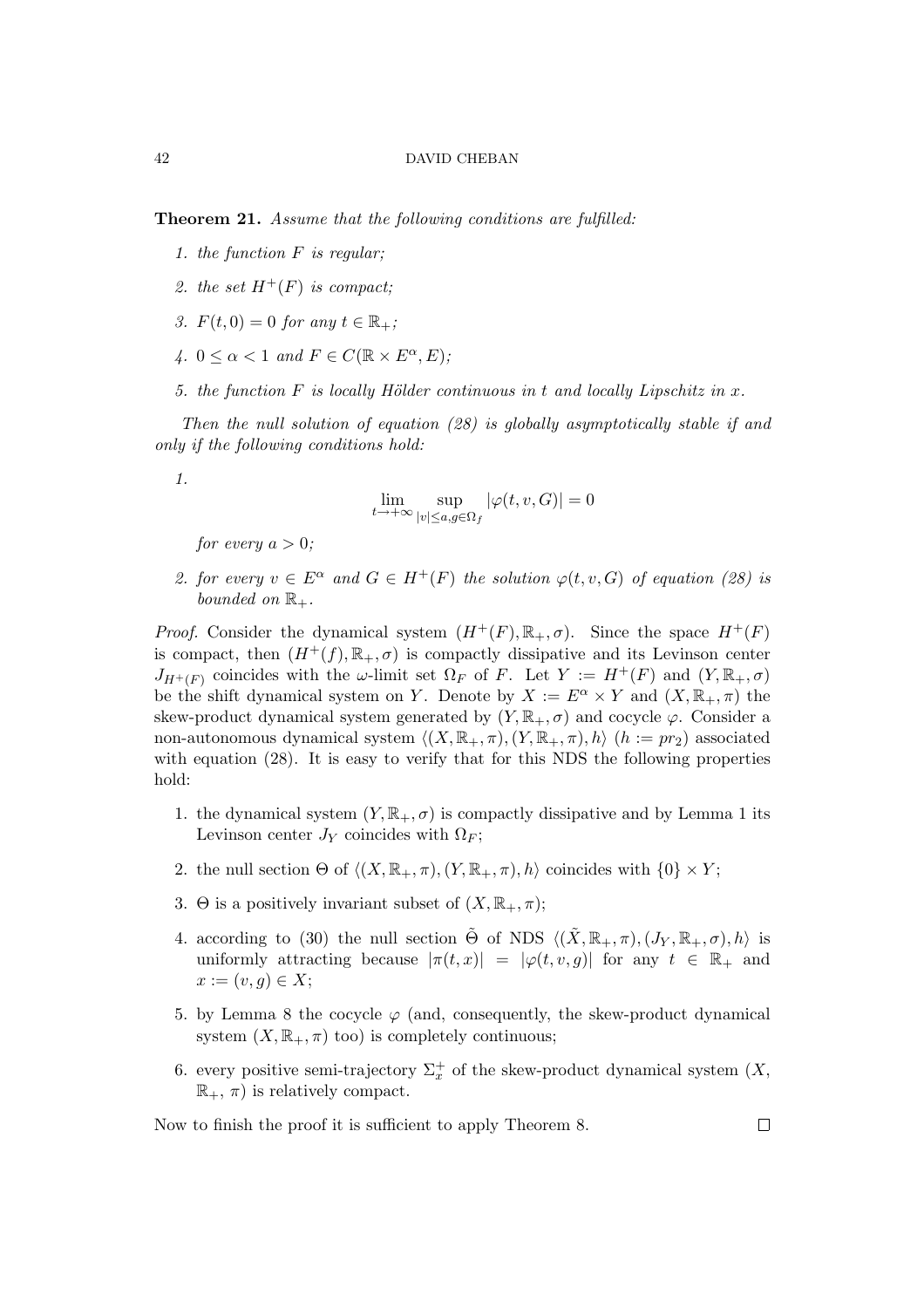**Theorem 21.** *Assume that the following conditions are fulfilled:*

1. *the function $F$ is regular;*
2. *the set $H^+(F)$ is compact;*
3. *$F(t, 0) = 0$ for any $t \in \mathbb{R}_+$;*
4. *$0 \leq \alpha < 1$ and $F \in C(\mathbb{R} \times E^\alpha, E)$;*
5. *the function $F$ is locally Hölder continuous in $t$ and locally Lipschitz in $x$.*

*Then the null solution of equation (28) is globally asymptotically stable if and only if the following conditions hold:*

1. $$\lim_{t\to+\infty} \sup_{|v|\leq a, g\in\Omega_f} |\varphi(t, v, G)| = 0$$
   *for every $a > 0$;*
2. *for every $v \in E^\alpha$ and $G \in H^+(F)$ the solution $\varphi(t, v, G)$ of equation (28) is bounded on $\mathbb{R}_+$.*

*Proof.* Consider the dynamical system $(H^+(F), \mathbb{R}_+, \sigma)$. Since the space $H^+(F)$ is compact, then $(H^+(f), \mathbb{R}_+, \sigma)$ is compactly dissipative and its Levinson center $J_{H^+(F)}$ coincides with the $\omega$-limit set $\Omega_F$ of $F$. Let $Y := H^+(F)$ and $(Y, \mathbb{R}_+, \sigma)$ be the shift dynamical system on $Y$. Denote by $X := E^\alpha \times Y$ and $(X, \mathbb{R}_+, \pi)$ the skew-product dynamical system generated by $(Y, \mathbb{R}_+, \sigma)$ and cocycle $\varphi$. Consider a non-autonomous dynamical system $\langle (X, \mathbb{R}_+, \pi), (Y, \mathbb{R}_+, \pi), h\rangle$ $(h := pr_2)$ associated with equation (28). It is easy to verify that for this NDS the following properties hold:

1. the dynamical system $(Y, \mathbb{R}_+, \sigma)$ is compactly dissipative and by Lemma 1 its Levinson center $J_Y$ coincides with $\Omega_F$;
2. the null section $\Theta$ of $\langle (X, \mathbb{R}_+, \pi), (Y, \mathbb{R}_+, \pi), h\rangle$ coincides with $\{0\} \times Y$;
3. $\Theta$ is a positively invariant subset of $(X, \mathbb{R}_+, \pi)$;
4. according to (30) the null section $\tilde{\Theta}$ of NDS $\langle (\tilde{X}, \mathbb{R}_+, \pi), (J_Y, \mathbb{R}_+, \sigma), h\rangle$ is uniformly attracting because $|\pi(t, x)| = |\varphi(t, v, g)|$ for any $t \in \mathbb{R}_+$ and $x := (v, g) \in X$;
5. by Lemma 8 the cocycle $\varphi$ (and, consequently, the skew-product dynamical system $(X, \mathbb{R}_+, \pi)$ too) is completely continuous;
6. every positive semi-trajectory $\Sigma_x^+$ of the skew-product dynamical system $(X, \mathbb{R}_+, \pi)$ is relatively compact.

Now to finish the proof it is sufficient to apply Theorem 8. $\square$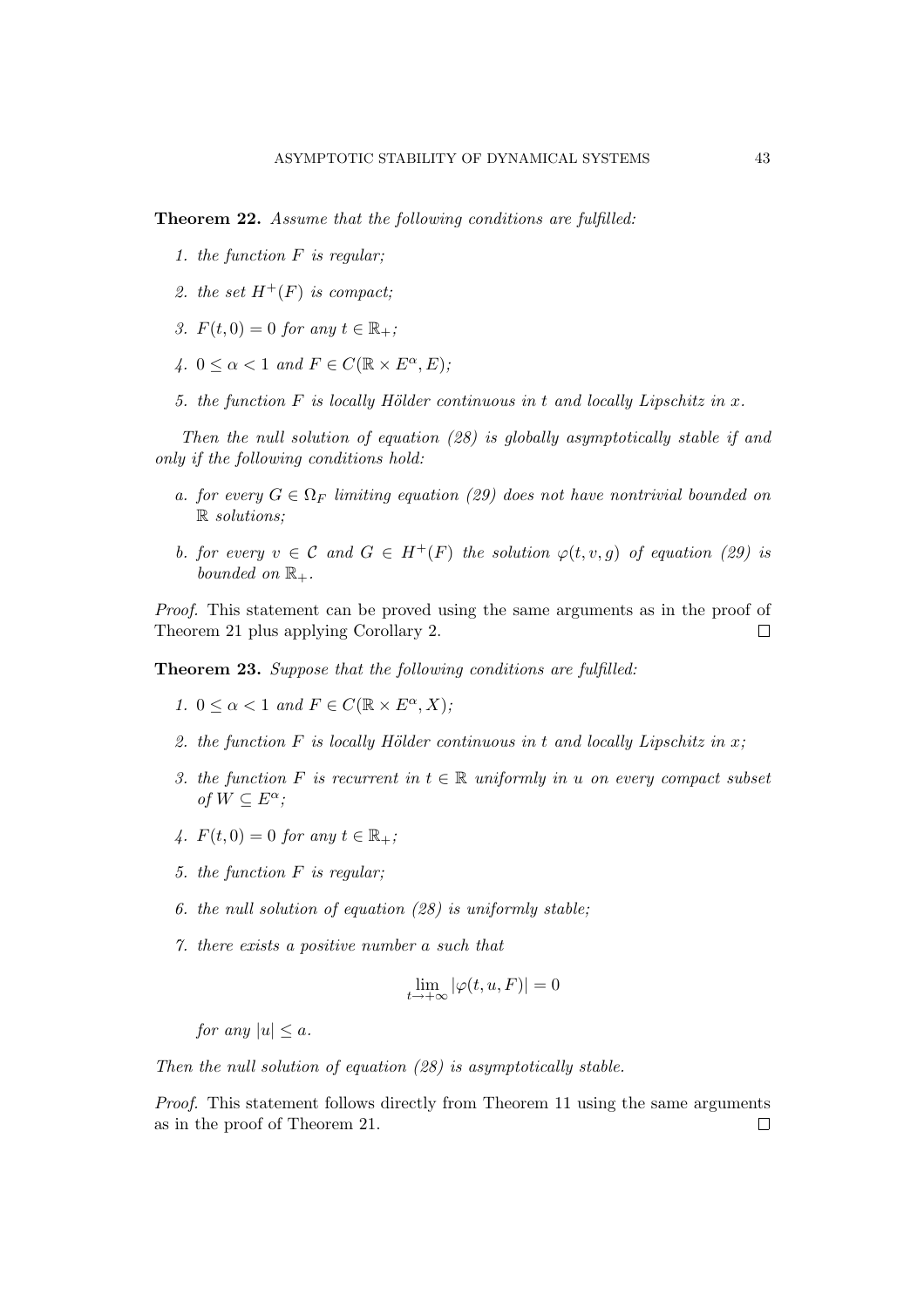**Theorem 22.** *Assume that the following conditions are fulfilled:*

1. *the function $F$ is regular;*
2. *the set $H^+(F)$ is compact;*
3. *$F(t, 0) = 0$ for any $t \in \mathbb{R}_+$;*
4. *$0 \leq \alpha < 1$ and $F \in C(\mathbb{R} \times E^\alpha, E)$;*
5. *the function $F$ is locally Hölder continuous in $t$ and locally Lipschitz in $x$.*

*Then the null solution of equation (28) is globally asymptotically stable if and only if the following conditions hold:*

a. *for every $G \in \Omega_F$ limiting equation (29) does not have nontrivial bounded on $\mathbb{R}$ solutions;*

b. *for every $v \in \mathcal{C}$ and $G \in H^+(F)$ the solution $\varphi(t, v, g)$ of equation (29) is bounded on $\mathbb{R}_+$.*

*Proof.* This statement can be proved using the same arguments as in the proof of Theorem 21 plus applying Corollary 2. $\square$

**Theorem 23.** *Suppose that the following conditions are fulfilled:*

1. *$0 \leq \alpha < 1$ and $F \in C(\mathbb{R} \times E^\alpha, X)$;*
2. *the function $F$ is locally Hölder continuous in $t$ and locally Lipschitz in $x$;*
3. *the function $F$ is recurrent in $t \in \mathbb{R}$ uniformly in $u$ on every compact subset of $W \subseteq E^\alpha$;*
4. *$F(t, 0) = 0$ for any $t \in \mathbb{R}_+$;*
5. *the function $F$ is regular;*
6. *the null solution of equation (28) is uniformly stable;*
7. *there exists a positive number $a$ such that*

$$\lim_{t \to +\infty} |\varphi(t, u, F)| = 0$$

   *for any $|u| \leq a$.*

*Then the null solution of equation (28) is asymptotically stable.*

*Proof.* This statement follows directly from Theorem 11 using the same arguments as in the proof of Theorem 21. $\square$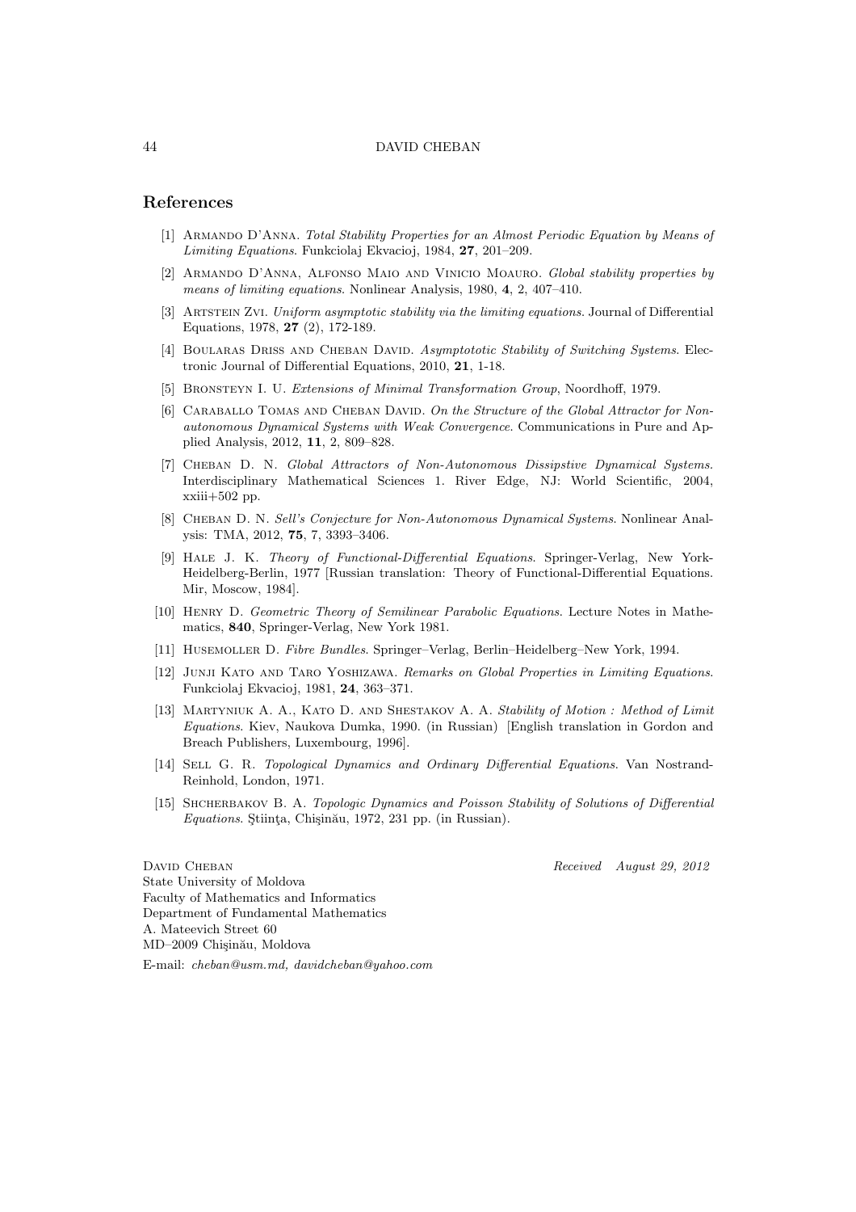## References

[1] Armando D'Anna. *Total Stability Properties for an Almost Periodic Equation by Means of Limiting Equations*. Funkciolaj Ekvacioj, 1984, **27**, 201–209.

[2] Armando D'Anna, Alfonso Maio and Vinicio Moauro. *Global stability properties by means of limiting equations*. Nonlinear Analysis, 1980, **4**, 2, 407–410.

[3] Artstein Zvi. *Uniform asymptotic stability via the limiting equations*. Journal of Differential Equations, 1978, **27** (2), 172-189.

[4] Boularas Driss and Cheban David. *Asymptototic Stability of Switching Systems*. Electronic Journal of Differential Equations, 2010, **21**, 1-18.

[5] Bronsteyn I. U. *Extensions of Minimal Transformation Group*, Noordhoff, 1979.

[6] Caraballo Tomas and Cheban David. *On the Structure of the Global Attractor for Non-autonomous Dynamical Systems with Weak Convergence*. Communications in Pure and Applied Analysis, 2012, **11**, 2, 809–828.

[7] Cheban D. N. *Global Attractors of Non-Autonomous Dissipstive Dynamical Systems*. Interdisciplinary Mathematical Sciences 1. River Edge, NJ: World Scientific, 2004, xxiii+502 pp.

[8] Cheban D. N. *Sell's Conjecture for Non-Autonomous Dynamical Systems*. Nonlinear Analysis: TMA, 2012, **75**, 7, 3393–3406.

[9] Hale J. K. *Theory of Functional-Differential Equations*. Springer-Verlag, New York-Heidelberg-Berlin, 1977 [Russian translation: Theory of Functional-Differential Equations. Mir, Moscow, 1984].

[10] Henry D. *Geometric Theory of Semilinear Parabolic Equations*. Lecture Notes in Mathematics, **840**, Springer-Verlag, New York 1981.

[11] Husemoller D. *Fibre Bundles*. Springer–Verlag, Berlin–Heidelberg–New York, 1994.

[12] Junji Kato and Taro Yoshizawa. *Remarks on Global Properties in Limiting Equations*. Funkciolaj Ekvacioj, 1981, **24**, 363–371.

[13] Martyniuk A. A., Kato D. and Shestakov A. A. *Stability of Motion : Method of Limit Equations*. Kiev, Naukova Dumka, 1990. (in Russian) [English translation in Gordon and Breach Publishers, Luxembourg, 1996].

[14] Sell G. R. *Topological Dynamics and Ordinary Differential Equations*. Van Nostrand-Reinhold, London, 1971.

[15] Shcherbakov B. A. *Topologic Dynamics and Poisson Stability of Solutions of Differential Equations*. Ştiinţa, Chişinău, 1972, 231 pp. (in Russian).

David Cheban
State University of Moldova
Faculty of Mathematics and Informatics
Department of Fundamental Mathematics
A. Mateevich Street 60
MD–2009 Chişinău, Moldova

E-mail: *cheban@usm.md, davidcheban@yahoo.com*

*Received August 29, 2012*